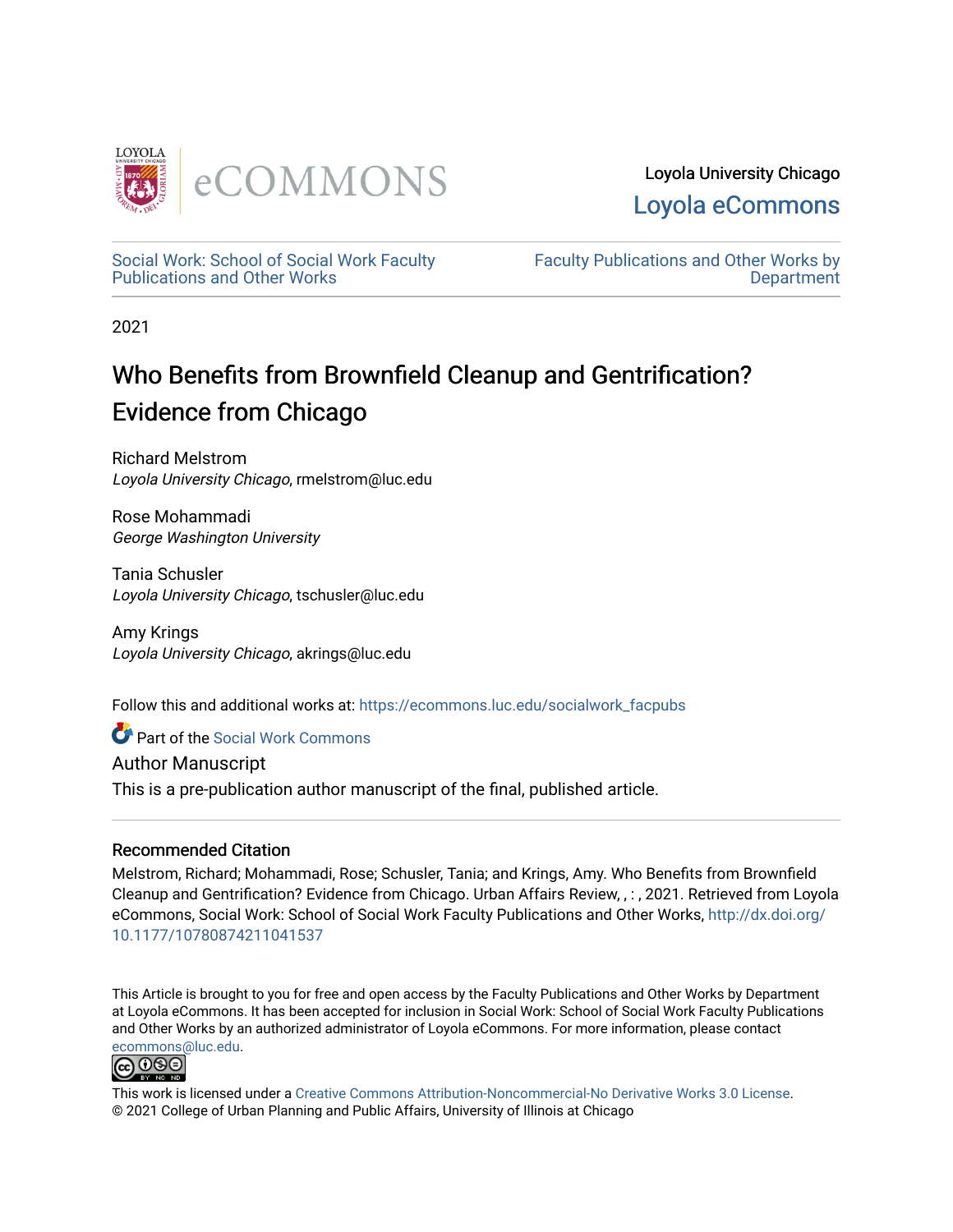Loyola University Chicago

Loyola eCommons

Social Work: School of Social Work Faculty Publications and Other Works

Faculty Publications and Other Works by Department

2021

# Who Benefits from Brownfield Cleanup and Gentrification? Evidence from Chicago

Richard Melstrom
*Loyola University Chicago*, rmelstrom@luc.edu

Rose Mohammadi
*George Washington University*

Tania Schusler
*Loyola University Chicago*, tschusler@luc.edu

Amy Krings
*Loyola University Chicago*, akrings@luc.edu

Follow this and additional works at: https://ecommons.luc.edu/socialwork_facpubs

Part of the Social Work Commons

Author Manuscript

This is a pre-publication author manuscript of the final, published article.

## Recommended Citation

Melstrom, Richard; Mohammadi, Rose; Schusler, Tania; and Krings, Amy. Who Benefits from Brownfield Cleanup and Gentrification? Evidence from Chicago. Urban Affairs Review, , : , 2021. Retrieved from Loyola eCommons, Social Work: School of Social Work Faculty Publications and Other Works, http://dx.doi.org/10.1177/10780874211041537

This Article is brought to you for free and open access by the Faculty Publications and Other Works by Department at Loyola eCommons. It has been accepted for inclusion in Social Work: School of Social Work Faculty Publications and Other Works by an authorized administrator of Loyola eCommons. For more information, please contact ecommons@luc.edu.

This work is licensed under a Creative Commons Attribution-Noncommercial-No Derivative Works 3.0 License.
© 2021 College of Urban Planning and Public Affairs, University of Illinois at Chicago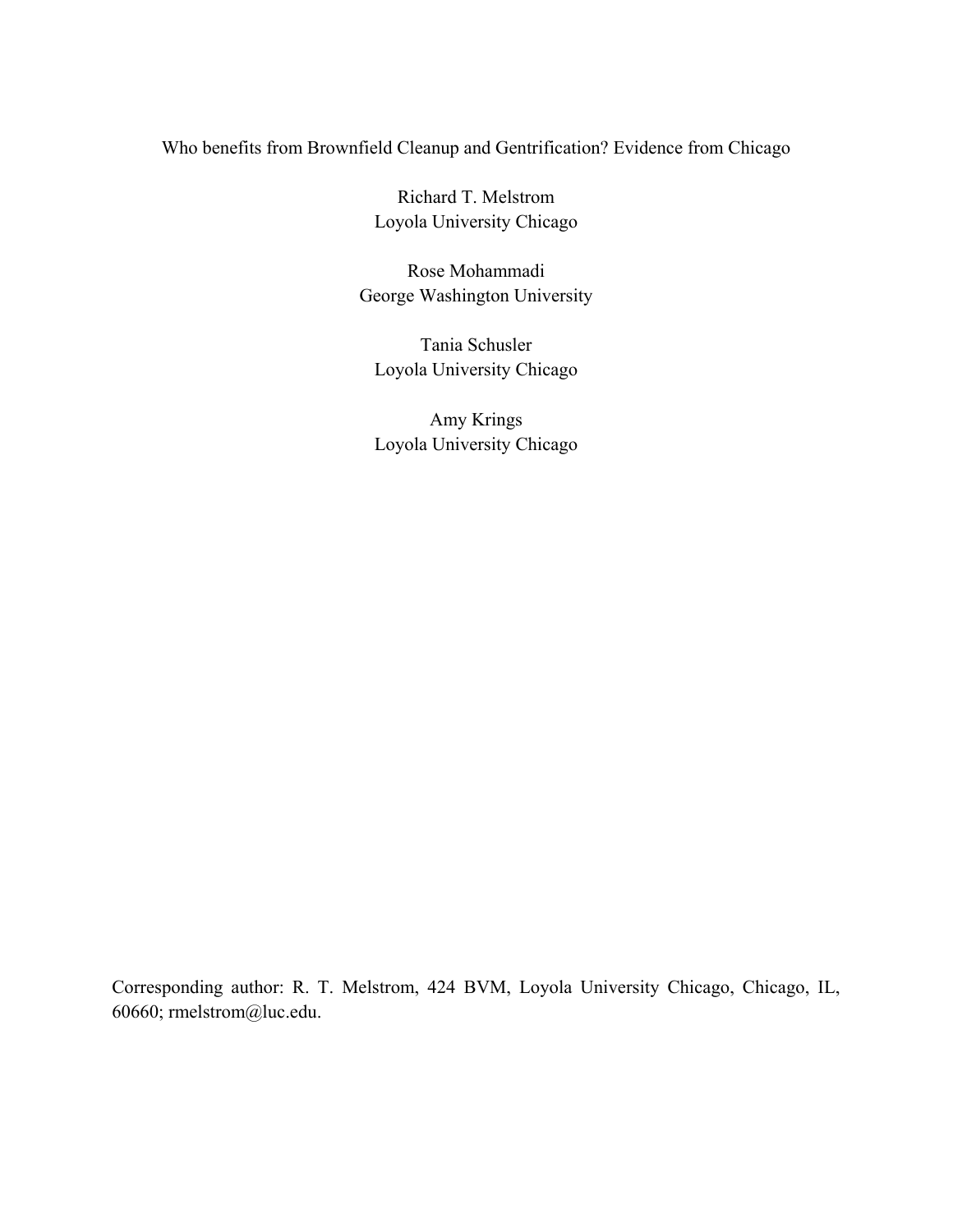# Who benefits from Brownfield Cleanup and Gentrification? Evidence from Chicago

Richard T. Melstrom
Loyola University Chicago

Rose Mohammadi
George Washington University

Tania Schusler
Loyola University Chicago

Amy Krings
Loyola University Chicago

Corresponding author: R. T. Melstrom, 424 BVM, Loyola University Chicago, Chicago, IL, 60660; rmelstrom@luc.edu.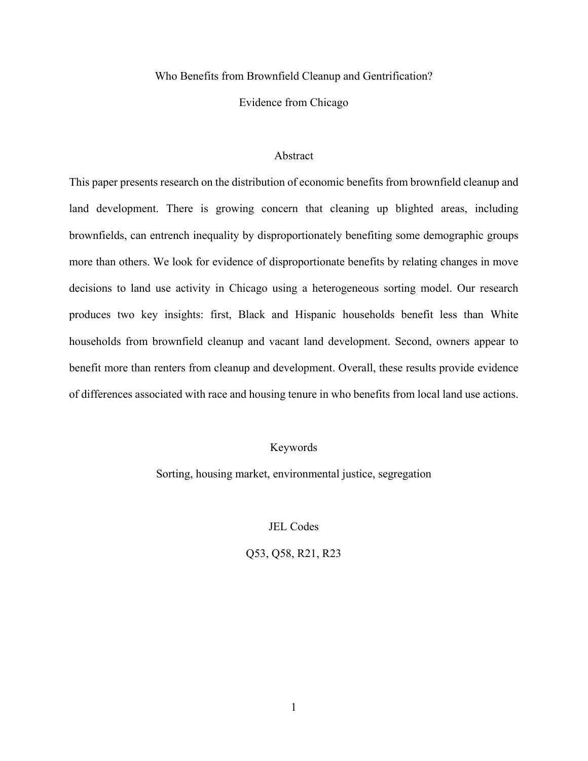# Who Benefits from Brownfield Cleanup and Gentrification?

## Evidence from Chicago

### Abstract

This paper presents research on the distribution of economic benefits from brownfield cleanup and land development. There is growing concern that cleaning up blighted areas, including brownfields, can entrench inequality by disproportionately benefiting some demographic groups more than others. We look for evidence of disproportionate benefits by relating changes in move decisions to land use activity in Chicago using a heterogeneous sorting model. Our research produces two key insights: first, Black and Hispanic households benefit less than White households from brownfield cleanup and vacant land development. Second, owners appear to benefit more than renters from cleanup and development. Overall, these results provide evidence of differences associated with race and housing tenure in who benefits from local land use actions.

### Keywords

Sorting, housing market, environmental justice, segregation

### JEL Codes

Q53, Q58, R21, R23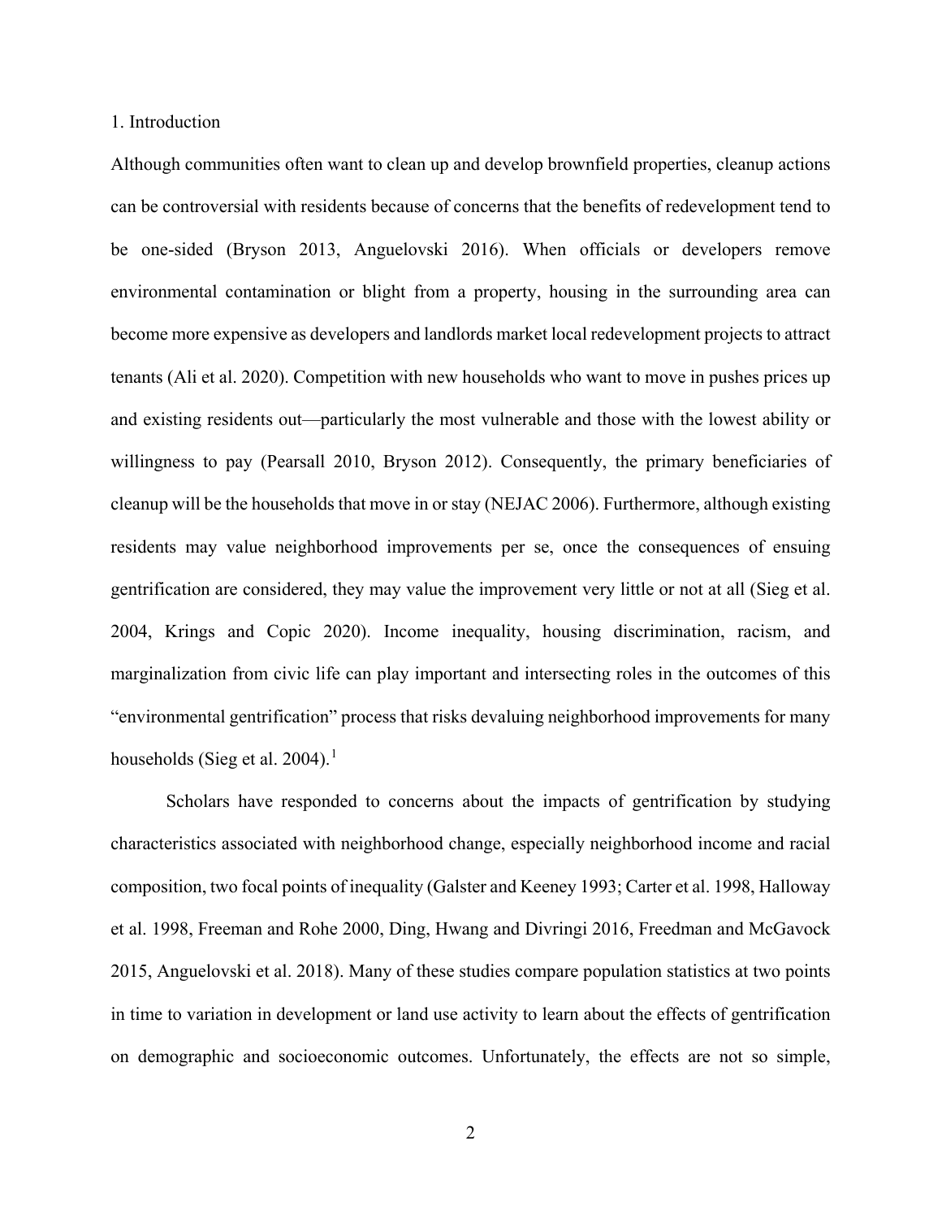## 1. Introduction

Although communities often want to clean up and develop brownfield properties, cleanup actions can be controversial with residents because of concerns that the benefits of redevelopment tend to be one-sided (Bryson 2013, Anguelovski 2016). When officials or developers remove environmental contamination or blight from a property, housing in the surrounding area can become more expensive as developers and landlords market local redevelopment projects to attract tenants (Ali et al. 2020). Competition with new households who want to move in pushes prices up and existing residents out—particularly the most vulnerable and those with the lowest ability or willingness to pay (Pearsall 2010, Bryson 2012). Consequently, the primary beneficiaries of cleanup will be the households that move in or stay (NEJAC 2006). Furthermore, although existing residents may value neighborhood improvements per se, once the consequences of ensuing gentrification are considered, they may value the improvement very little or not at all (Sieg et al. 2004, Krings and Copic 2020). Income inequality, housing discrimination, racism, and marginalization from civic life can play important and intersecting roles in the outcomes of this "environmental gentrification" process that risks devaluing neighborhood improvements for many households (Sieg et al. 2004).[1]

Scholars have responded to concerns about the impacts of gentrification by studying characteristics associated with neighborhood change, especially neighborhood income and racial composition, two focal points of inequality (Galster and Keeney 1993; Carter et al. 1998, Halloway et al. 1998, Freeman and Rohe 2000, Ding, Hwang and Divringi 2016, Freedman and McGavock 2015, Anguelovski et al. 2018). Many of these studies compare population statistics at two points in time to variation in development or land use activity to learn about the effects of gentrification on demographic and socioeconomic outcomes. Unfortunately, the effects are not so simple,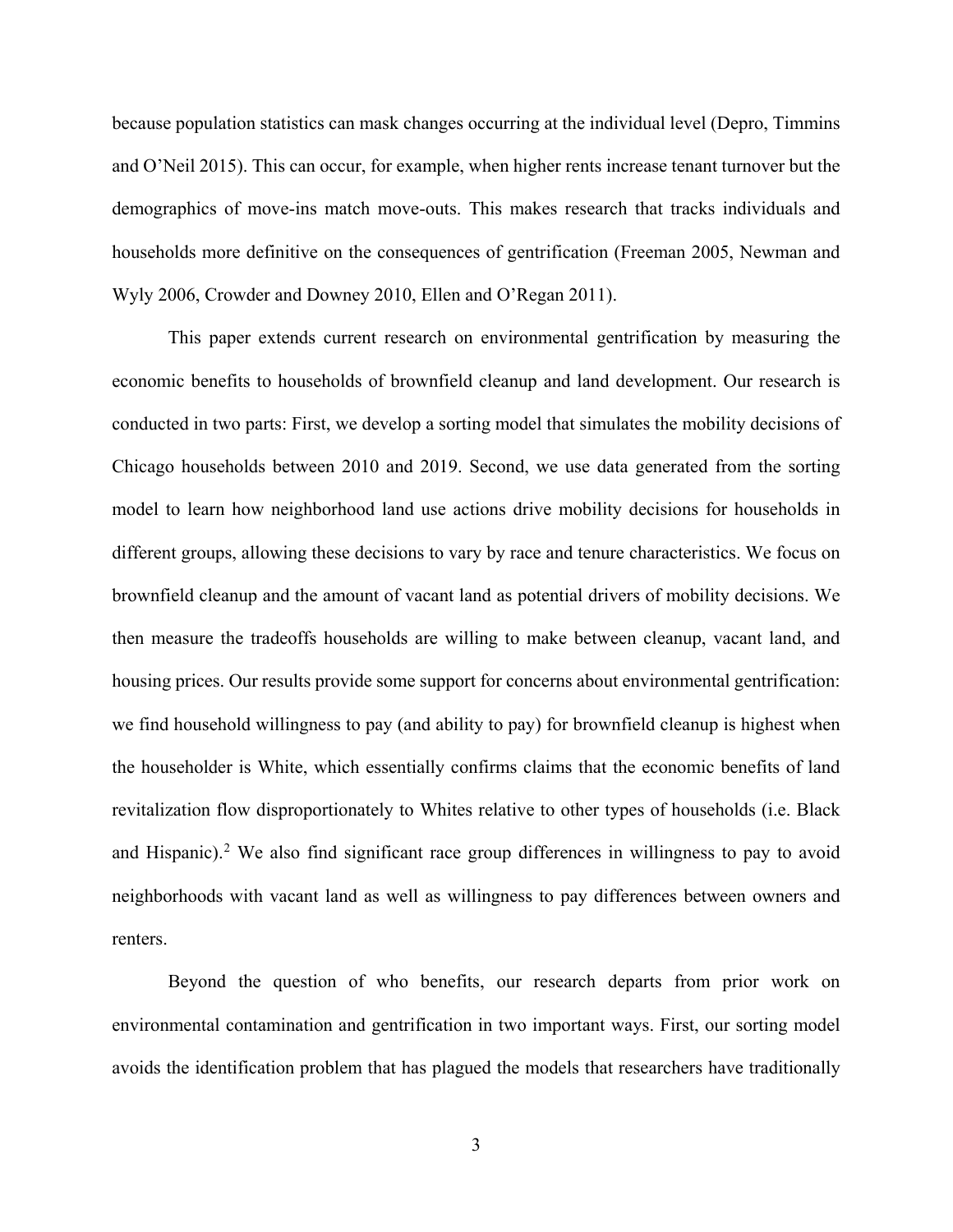because population statistics can mask changes occurring at the individual level (Depro, Timmins and O'Neil 2015). This can occur, for example, when higher rents increase tenant turnover but the demographics of move-ins match move-outs. This makes research that tracks individuals and households more definitive on the consequences of gentrification (Freeman 2005, Newman and Wyly 2006, Crowder and Downey 2010, Ellen and O'Regan 2011).

This paper extends current research on environmental gentrification by measuring the economic benefits to households of brownfield cleanup and land development. Our research is conducted in two parts: First, we develop a sorting model that simulates the mobility decisions of Chicago households between 2010 and 2019. Second, we use data generated from the sorting model to learn how neighborhood land use actions drive mobility decisions for households in different groups, allowing these decisions to vary by race and tenure characteristics. We focus on brownfield cleanup and the amount of vacant land as potential drivers of mobility decisions. We then measure the tradeoffs households are willing to make between cleanup, vacant land, and housing prices. Our results provide some support for concerns about environmental gentrification: we find household willingness to pay (and ability to pay) for brownfield cleanup is highest when the householder is White, which essentially confirms claims that the economic benefits of land revitalization flow disproportionately to Whites relative to other types of households (i.e. Black and Hispanic).[2] We also find significant race group differences in willingness to pay to avoid neighborhoods with vacant land as well as willingness to pay differences between owners and renters.

Beyond the question of who benefits, our research departs from prior work on environmental contamination and gentrification in two important ways. First, our sorting model avoids the identification problem that has plagued the models that researchers have traditionally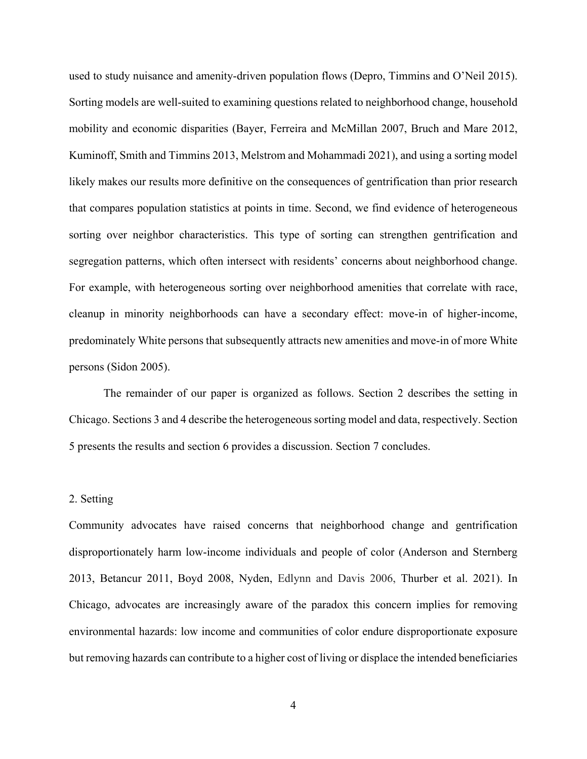used to study nuisance and amenity-driven population flows (Depro, Timmins and O'Neil 2015). Sorting models are well-suited to examining questions related to neighborhood change, household mobility and economic disparities (Bayer, Ferreira and McMillan 2007, Bruch and Mare 2012, Kuminoff, Smith and Timmins 2013, Melstrom and Mohammadi 2021), and using a sorting model likely makes our results more definitive on the consequences of gentrification than prior research that compares population statistics at points in time. Second, we find evidence of heterogeneous sorting over neighbor characteristics. This type of sorting can strengthen gentrification and segregation patterns, which often intersect with residents' concerns about neighborhood change. For example, with heterogeneous sorting over neighborhood amenities that correlate with race, cleanup in minority neighborhoods can have a secondary effect: move-in of higher-income, predominately White persons that subsequently attracts new amenities and move-in of more White persons (Sidon 2005).

The remainder of our paper is organized as follows. Section 2 describes the setting in Chicago. Sections 3 and 4 describe the heterogeneous sorting model and data, respectively. Section 5 presents the results and section 6 provides a discussion. Section 7 concludes.

## 2. Setting

Community advocates have raised concerns that neighborhood change and gentrification disproportionately harm low-income individuals and people of color (Anderson and Sternberg 2013, Betancur 2011, Boyd 2008, Nyden, Edlynn and Davis 2006, Thurber et al. 2021). In Chicago, advocates are increasingly aware of the paradox this concern implies for removing environmental hazards: low income and communities of color endure disproportionate exposure but removing hazards can contribute to a higher cost of living or displace the intended beneficiaries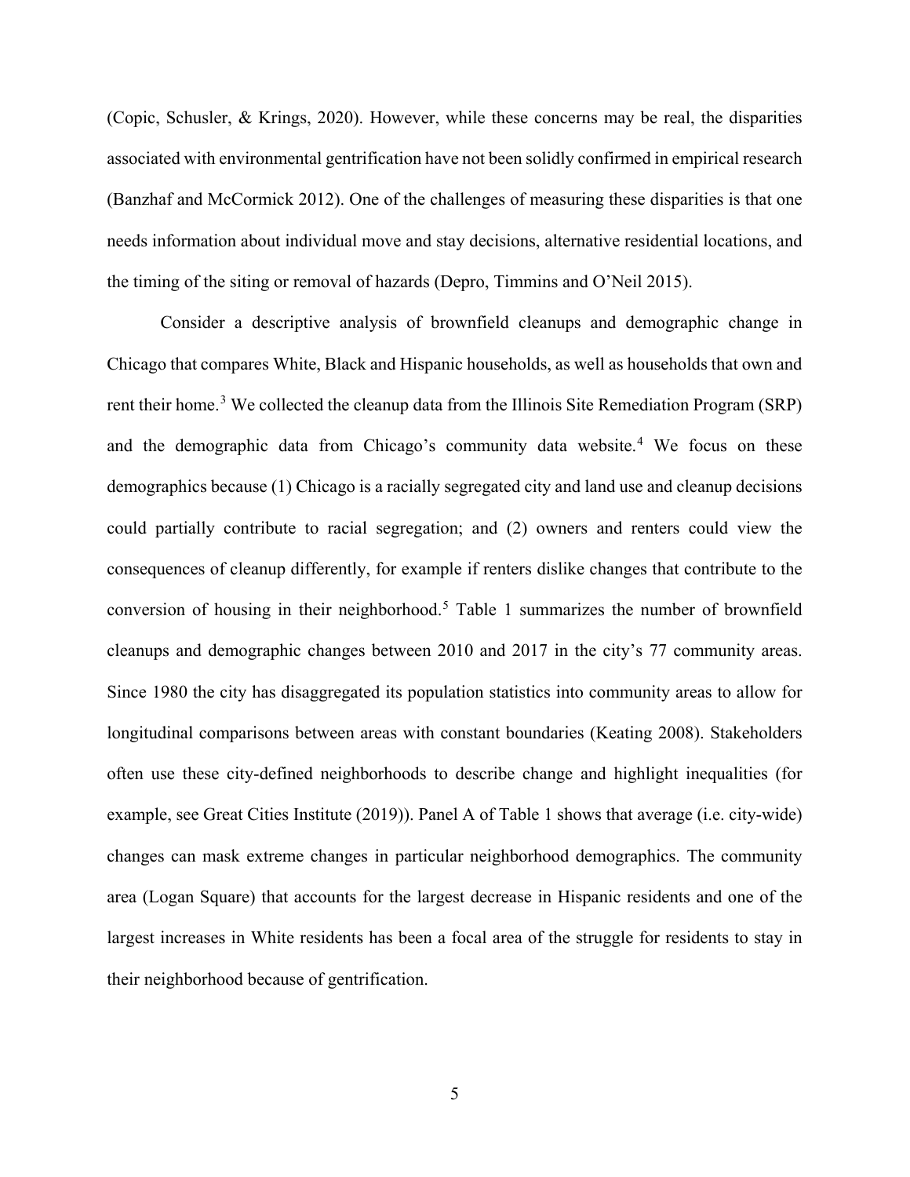(Copic, Schusler, & Krings, 2020). However, while these concerns may be real, the disparities associated with environmental gentrification have not been solidly confirmed in empirical research (Banzhaf and McCormick 2012). One of the challenges of measuring these disparities is that one needs information about individual move and stay decisions, alternative residential locations, and the timing of the siting or removal of hazards (Depro, Timmins and O'Neil 2015).

Consider a descriptive analysis of brownfield cleanups and demographic change in Chicago that compares White, Black and Hispanic households, as well as households that own and rent their home.[3] We collected the cleanup data from the Illinois Site Remediation Program (SRP) and the demographic data from Chicago's community data website.[4] We focus on these demographics because (1) Chicago is a racially segregated city and land use and cleanup decisions could partially contribute to racial segregation; and (2) owners and renters could view the consequences of cleanup differently, for example if renters dislike changes that contribute to the conversion of housing in their neighborhood.[5] Table 1 summarizes the number of brownfield cleanups and demographic changes between 2010 and 2017 in the city's 77 community areas. Since 1980 the city has disaggregated its population statistics into community areas to allow for longitudinal comparisons between areas with constant boundaries (Keating 2008). Stakeholders often use these city-defined neighborhoods to describe change and highlight inequalities (for example, see Great Cities Institute (2019)). Panel A of Table 1 shows that average (i.e. city-wide) changes can mask extreme changes in particular neighborhood demographics. The community area (Logan Square) that accounts for the largest decrease in Hispanic residents and one of the largest increases in White residents has been a focal area of the struggle for residents to stay in their neighborhood because of gentrification.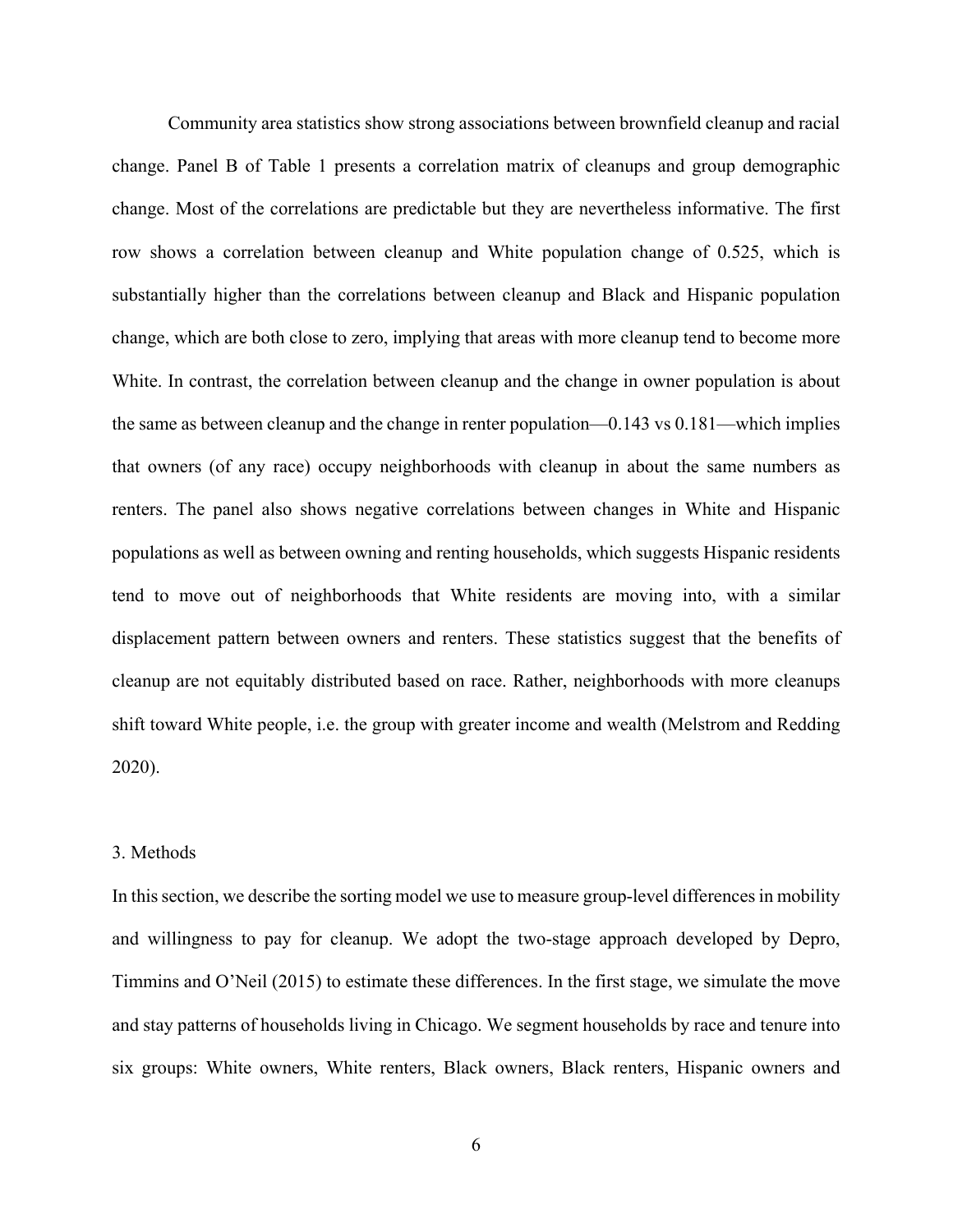Community area statistics show strong associations between brownfield cleanup and racial change. Panel B of Table 1 presents a correlation matrix of cleanups and group demographic change. Most of the correlations are predictable but they are nevertheless informative. The first row shows a correlation between cleanup and White population change of 0.525, which is substantially higher than the correlations between cleanup and Black and Hispanic population change, which are both close to zero, implying that areas with more cleanup tend to become more White. In contrast, the correlation between cleanup and the change in owner population is about the same as between cleanup and the change in renter population—0.143 vs 0.181—which implies that owners (of any race) occupy neighborhoods with cleanup in about the same numbers as renters. The panel also shows negative correlations between changes in White and Hispanic populations as well as between owning and renting households, which suggests Hispanic residents tend to move out of neighborhoods that White residents are moving into, with a similar displacement pattern between owners and renters. These statistics suggest that the benefits of cleanup are not equitably distributed based on race. Rather, neighborhoods with more cleanups shift toward White people, i.e. the group with greater income and wealth (Melstrom and Redding 2020).

## 3. Methods

In this section, we describe the sorting model we use to measure group-level differences in mobility and willingness to pay for cleanup. We adopt the two-stage approach developed by Depro, Timmins and O'Neil (2015) to estimate these differences. In the first stage, we simulate the move and stay patterns of households living in Chicago. We segment households by race and tenure into six groups: White owners, White renters, Black owners, Black renters, Hispanic owners and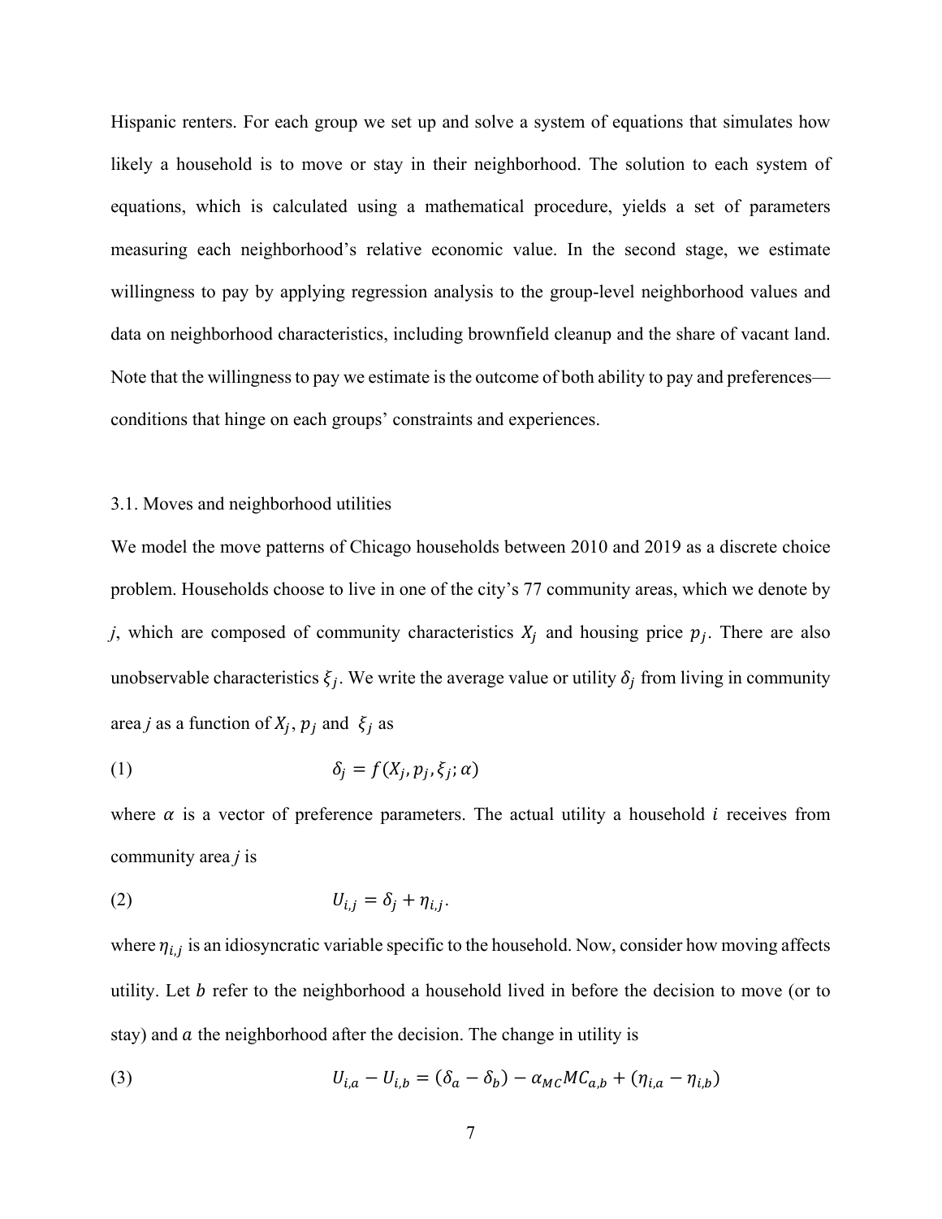Hispanic renters. For each group we set up and solve a system of equations that simulates how likely a household is to move or stay in their neighborhood. The solution to each system of equations, which is calculated using a mathematical procedure, yields a set of parameters measuring each neighborhood's relative economic value. In the second stage, we estimate willingness to pay by applying regression analysis to the group-level neighborhood values and data on neighborhood characteristics, including brownfield cleanup and the share of vacant land. Note that the willingness to pay we estimate is the outcome of both ability to pay and preferences—conditions that hinge on each groups' constraints and experiences.

### 3.1. Moves and neighborhood utilities

We model the move patterns of Chicago households between 2010 and 2019 as a discrete choice problem. Households choose to live in one of the city's 77 community areas, which we denote by *j*, which are composed of community characteristics $X_j$ and housing price $p_j$. There are also unobservable characteristics $\xi_j$. We write the average value or utility $\delta_j$ from living in community area *j* as a function of $X_j$, $p_j$ and $\xi_j$ as

$$\delta_j = f(X_j, p_j, \xi_j; \alpha) \tag{1}$$

where $\alpha$ is a vector of preference parameters. The actual utility a household $i$ receives from community area *j* is

$$U_{i,j} = \delta_j + \eta_{i,j}. \tag{2}$$

where $\eta_{i,j}$ is an idiosyncratic variable specific to the household. Now, consider how moving affects utility. Let $b$ refer to the neighborhood a household lived in before the decision to move (or to stay) and $a$ the neighborhood after the decision. The change in utility is

$$U_{i,a} - U_{i,b} = (\delta_a - \delta_b) - \alpha_{MC} MC_{a,b} + (\eta_{i,a} - \eta_{i,b}) \tag{3}$$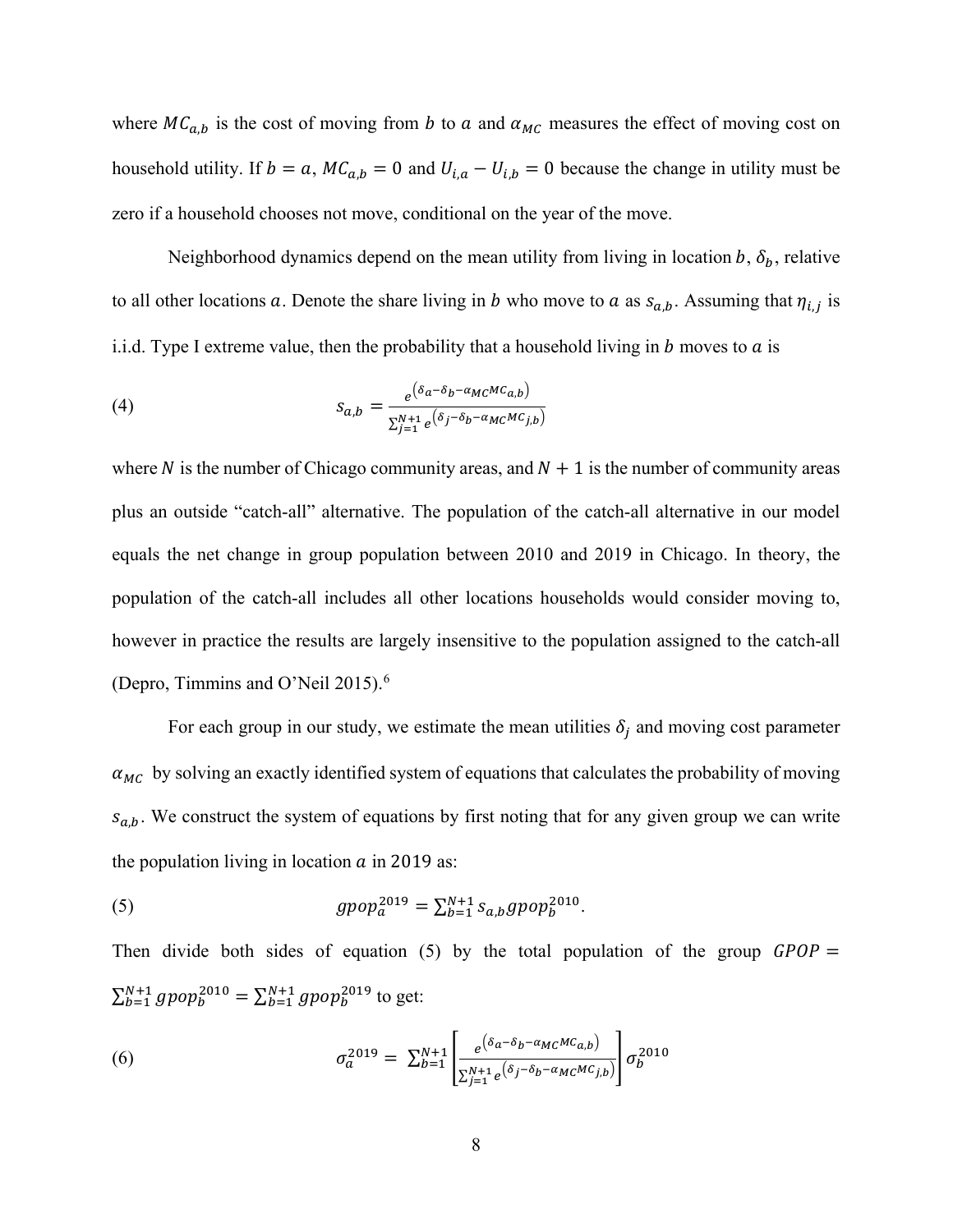where $MC_{a,b}$ is the cost of moving from $b$ to $a$ and $\alpha_{MC}$ measures the effect of moving cost on household utility. If $b = a$, $MC_{a,b} = 0$ and $U_{i,a} - U_{i,b} = 0$ because the change in utility must be zero if a household chooses not move, conditional on the year of the move.

Neighborhood dynamics depend on the mean utility from living in location $b$, $\delta_b$, relative to all other locations $a$. Denote the share living in $b$ who move to $a$ as $s_{a,b}$. Assuming that $\eta_{i,j}$ is i.i.d. Type I extreme value, then the probability that a household living in $b$ moves to $a$ is

$$s_{a,b} = \frac{e^{\left(\delta_a - \delta_b - \alpha_{MC} MC_{a,b}\right)}}{\sum_{j=1}^{N+1} e^{\left(\delta_j - \delta_b - \alpha_{MC} MC_{j,b}\right)}} \tag{4}$$

where $N$ is the number of Chicago community areas, and $N + 1$ is the number of community areas plus an outside "catch-all" alternative. The population of the catch-all alternative in our model equals the net change in group population between 2010 and 2019 in Chicago. In theory, the population of the catch-all includes all other locations households would consider moving to, however in practice the results are largely insensitive to the population assigned to the catch-all (Depro, Timmins and O'Neil 2015).[6]

For each group in our study, we estimate the mean utilities $\delta_j$ and moving cost parameter $\alpha_{MC}$ by solving an exactly identified system of equations that calculates the probability of moving $s_{a,b}$. We construct the system of equations by first noting that for any given group we can write the population living in location $a$ in 2019 as:

$$gpop_a^{2019} = \sum_{b=1}^{N+1} s_{a,b}\, gpop_b^{2010}. \tag{5}$$

Then divide both sides of equation (5) by the total population of the group $GPOP = \sum_{b=1}^{N+1} gpop_b^{2010} = \sum_{b=1}^{N+1} gpop_b^{2019}$ to get:

$$\sigma_a^{2019} = \sum_{b=1}^{N+1} \left[ \frac{e^{\left(\delta_a - \delta_b - \alpha_{MC} MC_{a,b}\right)}}{\sum_{j=1}^{N+1} e^{\left(\delta_j - \delta_b - \alpha_{MC} MC_{j,b}\right)}} \right] \sigma_b^{2010} \tag{6}$$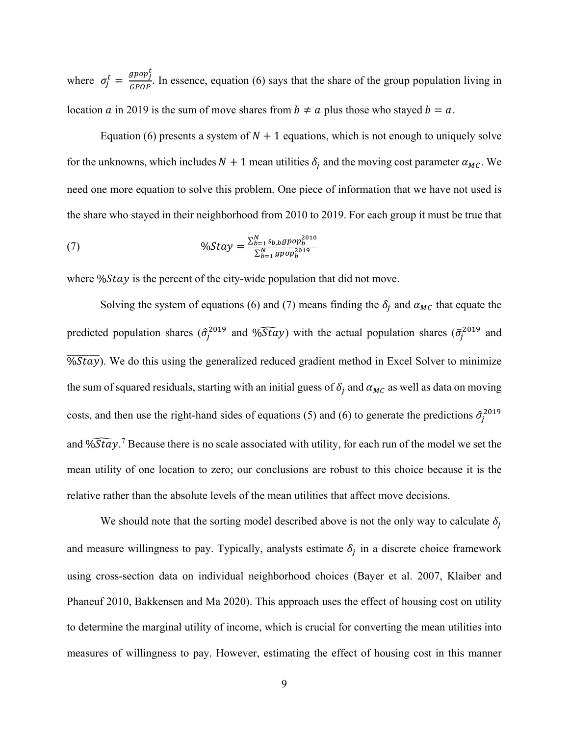where $\sigma_j^t = \frac{gpop_j^t}{GPOP}$. In essence, equation (6) says that the share of the group population living in location $a$ in 2019 is the sum of move shares from $b \neq a$ plus those who stayed $b = a$.

Equation (6) presents a system of $N + 1$ equations, which is not enough to uniquely solve for the unknowns, which includes $N + 1$ mean utilities $\delta_j$ and the moving cost parameter $\alpha_{MC}$. We need one more equation to solve this problem. One piece of information that we have not used is the share who stayed in their neighborhood from 2010 to 2019. For each group it must be true that

$$\%Stay = \frac{\sum_{b=1}^{N} s_{b,b} gpop_b^{2010}}{\sum_{b=1}^{N} gpop_b^{2019}} \tag{7}$$

where $\%Stay$ is the percent of the city-wide population that did not move.

Solving the system of equations (6) and (7) means finding the $\delta_j$ and $\alpha_{MC}$ that equate the predicted population shares ($\hat{\sigma}_j^{2019}$ and $\widehat{\%Stay}$) with the actual population shares ($\bar{\sigma}_j^{2019}$ and $\overline{\%Stay}$). We do this using the generalized reduced gradient method in Excel Solver to minimize the sum of squared residuals, starting with an initial guess of $\delta_j$ and $\alpha_{MC}$ as well as data on moving costs, and then use the right-hand sides of equations (5) and (6) to generate the predictions $\hat{\sigma}_j^{2019}$ and $\widehat{\%Stay}$.[7] Because there is no scale associated with utility, for each run of the model we set the mean utility of one location to zero; our conclusions are robust to this choice because it is the relative rather than the absolute levels of the mean utilities that affect move decisions.

We should note that the sorting model described above is not the only way to calculate $\delta_j$ and measure willingness to pay. Typically, analysts estimate $\delta_j$ in a discrete choice framework using cross-section data on individual neighborhood choices (Bayer et al. 2007, Klaiber and Phaneuf 2010, Bakkensen and Ma 2020). This approach uses the effect of housing cost on utility to determine the marginal utility of income, which is crucial for converting the mean utilities into measures of willingness to pay. However, estimating the effect of housing cost in this manner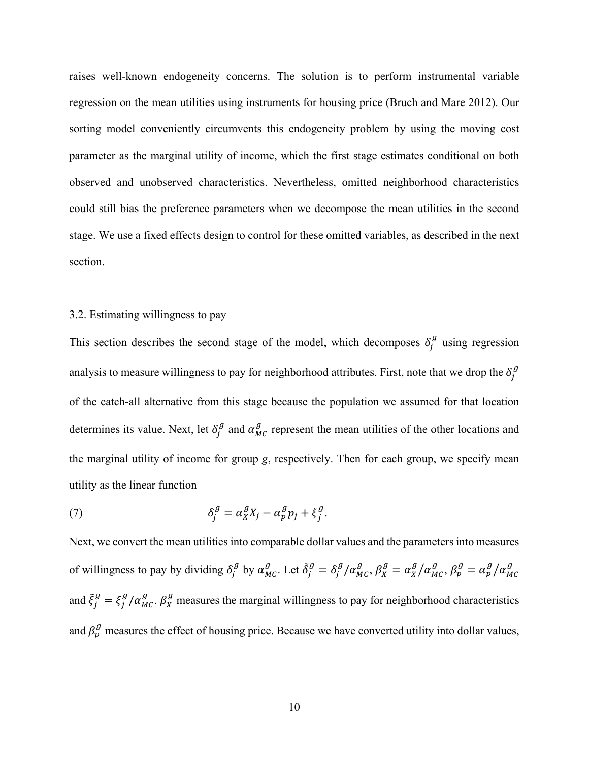raises well-known endogeneity concerns. The solution is to perform instrumental variable regression on the mean utilities using instruments for housing price (Bruch and Mare 2012). Our sorting model conveniently circumvents this endogeneity problem by using the moving cost parameter as the marginal utility of income, which the first stage estimates conditional on both observed and unobserved characteristics. Nevertheless, omitted neighborhood characteristics could still bias the preference parameters when we decompose the mean utilities in the second stage. We use a fixed effects design to control for these omitted variables, as described in the next section.

### 3.2. Estimating willingness to pay

This section describes the second stage of the model, which decomposes $\delta_j^g$ using regression analysis to measure willingness to pay for neighborhood attributes. First, note that we drop the $\delta_j^g$ of the catch-all alternative from this stage because the population we assumed for that location determines its value. Next, let $\delta_j^g$ and $\alpha_{MC}^g$ represent the mean utilities of the other locations and the marginal utility of income for group *g*, respectively. Then for each group, we specify mean utility as the linear function

$$\delta_j^g = \alpha_X^g X_j - \alpha_p^g p_j + \xi_j^g. \tag{7}$$

Next, we convert the mean utilities into comparable dollar values and the parameters into measures of willingness to pay by dividing $\delta_j^g$ by $\alpha_{MC}^g$. Let $\tilde{\delta}_j^g = \delta_j^g / \alpha_{MC}^g$, $\beta_X^g = \alpha_X^g / \alpha_{MC}^g$, $\beta_p^g = \alpha_p^g / \alpha_{MC}^g$ and $\tilde{\xi}_j^g = \xi_j^g / \alpha_{MC}^g$. $\beta_X^g$ measures the marginal willingness to pay for neighborhood characteristics and $\beta_p^g$ measures the effect of housing price. Because we have converted utility into dollar values,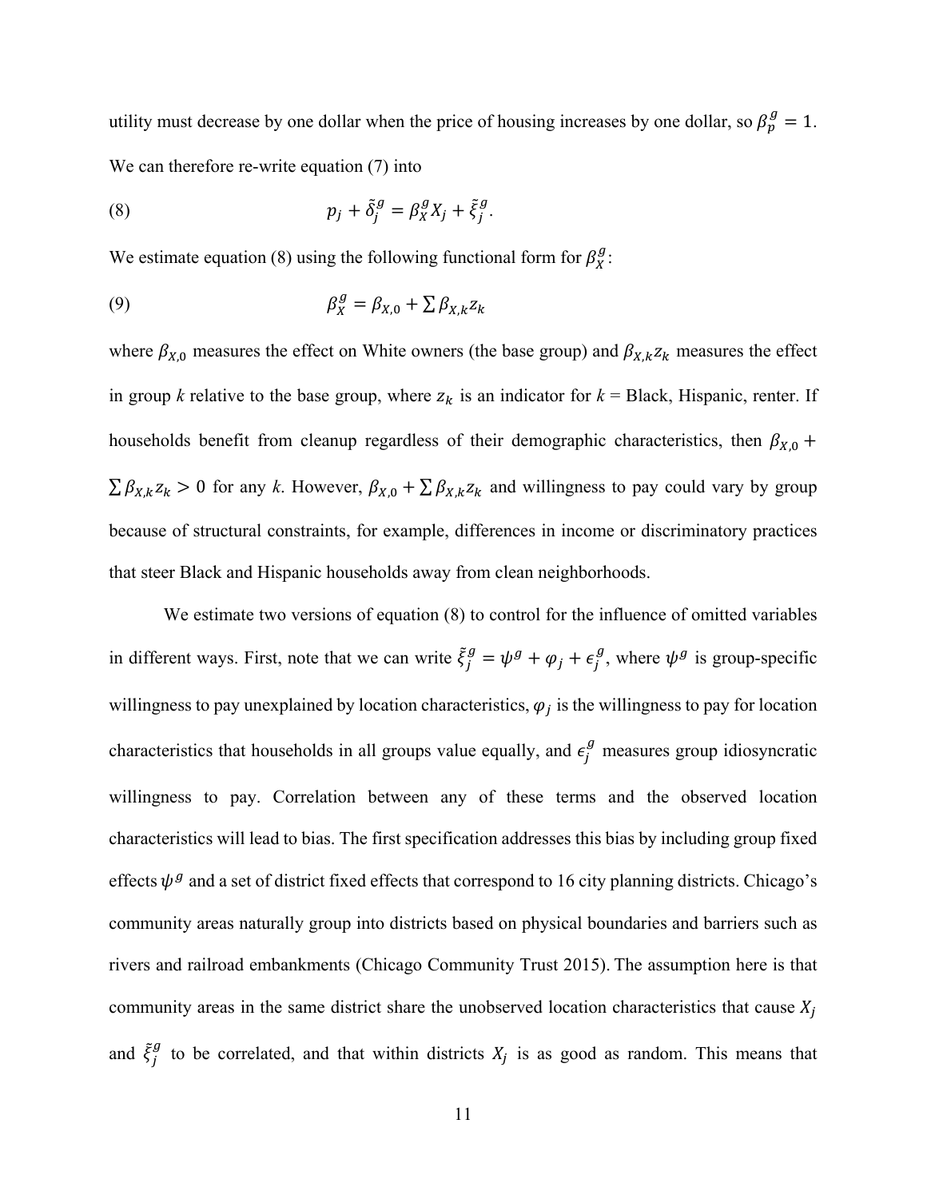utility must decrease by one dollar when the price of housing increases by one dollar, so $\beta_p^g = 1$. We can therefore re-write equation (7) into

$$p_j + \tilde{\delta}_j^g = \beta_X^g X_j + \tilde{\xi}_j^g. \tag{8}$$

We estimate equation (8) using the following functional form for $\beta_X^g$:

$$\beta_X^g = \beta_{X,0} + \sum \beta_{X,k} z_k \tag{9}$$

where $\beta_{X,0}$ measures the effect on White owners (the base group) and $\beta_{X,k} z_k$ measures the effect in group *k* relative to the base group, where $z_k$ is an indicator for *k* = Black, Hispanic, renter. If households benefit from cleanup regardless of their demographic characteristics, then $\beta_{X,0} + \sum \beta_{X,k} z_k > 0$ for any *k*. However, $\beta_{X,0} + \sum \beta_{X,k} z_k$ and willingness to pay could vary by group because of structural constraints, for example, differences in income or discriminatory practices that steer Black and Hispanic households away from clean neighborhoods.

We estimate two versions of equation (8) to control for the influence of omitted variables in different ways. First, note that we can write $\tilde{\xi}_j^g = \psi^g + \varphi_j + \epsilon_j^g$, where $\psi^g$ is group-specific willingness to pay unexplained by location characteristics, $\varphi_j$ is the willingness to pay for location characteristics that households in all groups value equally, and $\epsilon_j^g$ measures group idiosyncratic willingness to pay. Correlation between any of these terms and the observed location characteristics will lead to bias. The first specification addresses this bias by including group fixed effects $\psi^g$ and a set of district fixed effects that correspond to 16 city planning districts. Chicago's community areas naturally group into districts based on physical boundaries and barriers such as rivers and railroad embankments (Chicago Community Trust 2015). The assumption here is that community areas in the same district share the unobserved location characteristics that cause $X_j$ and $\tilde{\xi}_j^g$ to be correlated, and that within districts $X_j$ is as good as random. This means that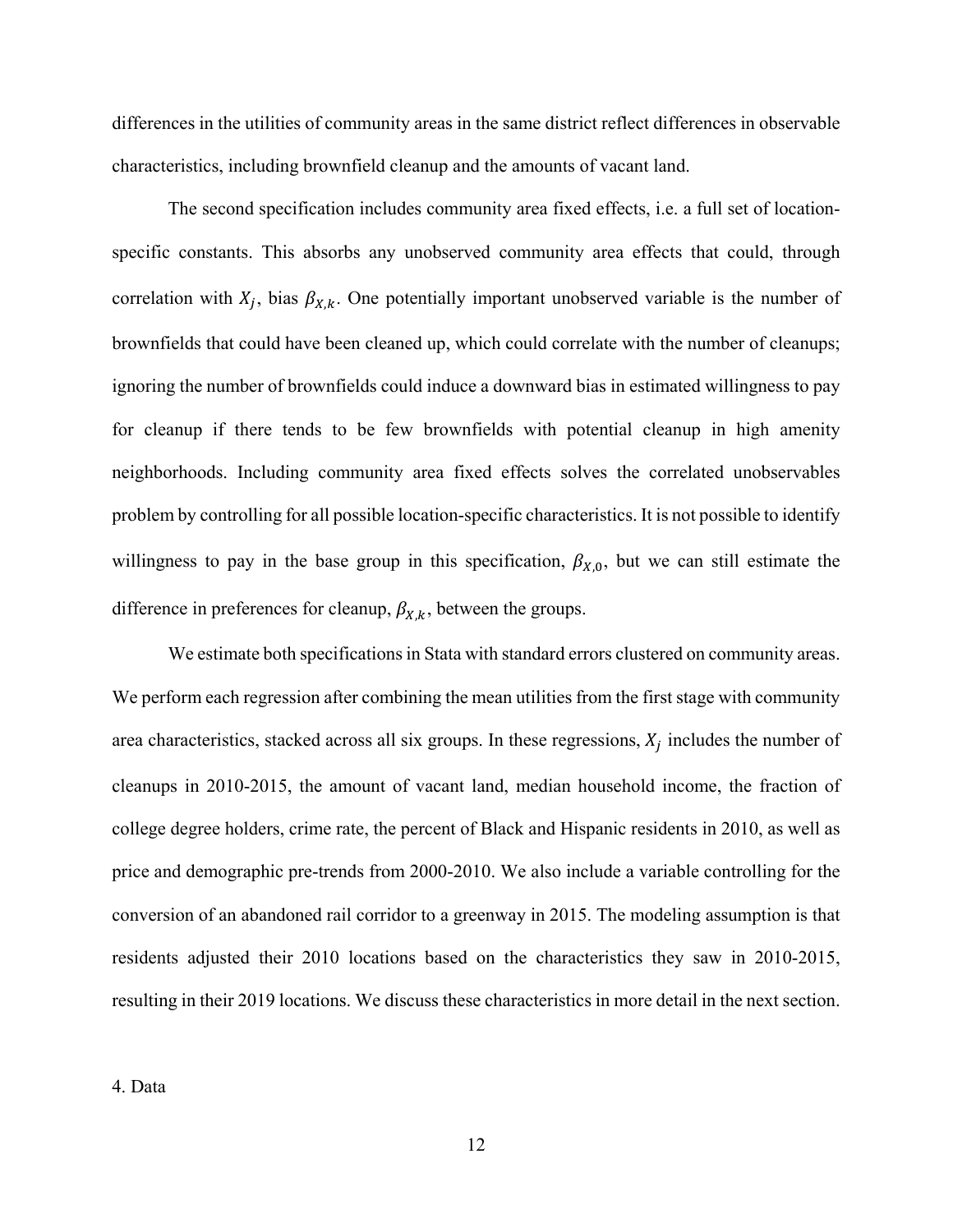differences in the utilities of community areas in the same district reflect differences in observable characteristics, including brownfield cleanup and the amounts of vacant land.

The second specification includes community area fixed effects, i.e. a full set of location-specific constants. This absorbs any unobserved community area effects that could, through correlation with $X_j$, bias $\beta_{X,k}$. One potentially important unobserved variable is the number of brownfields that could have been cleaned up, which could correlate with the number of cleanups; ignoring the number of brownfields could induce a downward bias in estimated willingness to pay for cleanup if there tends to be few brownfields with potential cleanup in high amenity neighborhoods. Including community area fixed effects solves the correlated unobservables problem by controlling for all possible location-specific characteristics. It is not possible to identify willingness to pay in the base group in this specification, $\beta_{X,0}$, but we can still estimate the difference in preferences for cleanup, $\beta_{X,k}$, between the groups.

We estimate both specifications in Stata with standard errors clustered on community areas. We perform each regression after combining the mean utilities from the first stage with community area characteristics, stacked across all six groups. In these regressions, $X_j$ includes the number of cleanups in 2010-2015, the amount of vacant land, median household income, the fraction of college degree holders, crime rate, the percent of Black and Hispanic residents in 2010, as well as price and demographic pre-trends from 2000-2010. We also include a variable controlling for the conversion of an abandoned rail corridor to a greenway in 2015. The modeling assumption is that residents adjusted their 2010 locations based on the characteristics they saw in 2010-2015, resulting in their 2019 locations. We discuss these characteristics in more detail in the next section.

## 4. Data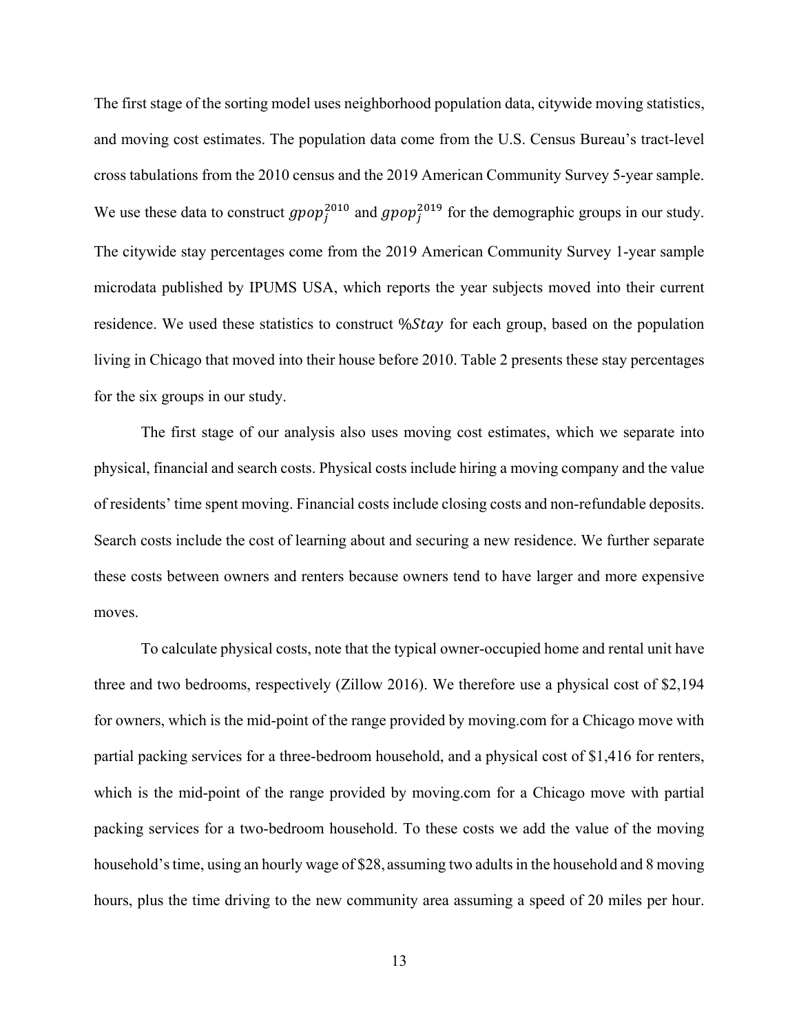The first stage of the sorting model uses neighborhood population data, citywide moving statistics, and moving cost estimates. The population data come from the U.S. Census Bureau's tract-level cross tabulations from the 2010 census and the 2019 American Community Survey 5-year sample. We use these data to construct $gpop_j^{2010}$ and $gpop_j^{2019}$ for the demographic groups in our study. The citywide stay percentages come from the 2019 American Community Survey 1-year sample microdata published by IPUMS USA, which reports the year subjects moved into their current residence. We used these statistics to construct $\%Stay$ for each group, based on the population living in Chicago that moved into their house before 2010. Table 2 presents these stay percentages for the six groups in our study.

The first stage of our analysis also uses moving cost estimates, which we separate into physical, financial and search costs. Physical costs include hiring a moving company and the value of residents' time spent moving. Financial costs include closing costs and non-refundable deposits. Search costs include the cost of learning about and securing a new residence. We further separate these costs between owners and renters because owners tend to have larger and more expensive moves.

To calculate physical costs, note that the typical owner-occupied home and rental unit have three and two bedrooms, respectively (Zillow 2016). We therefore use a physical cost of $2,194 for owners, which is the mid-point of the range provided by moving.com for a Chicago move with partial packing services for a three-bedroom household, and a physical cost of $1,416 for renters, which is the mid-point of the range provided by moving.com for a Chicago move with partial packing services for a two-bedroom household. To these costs we add the value of the moving household's time, using an hourly wage of $28, assuming two adults in the household and 8 moving hours, plus the time driving to the new community area assuming a speed of 20 miles per hour.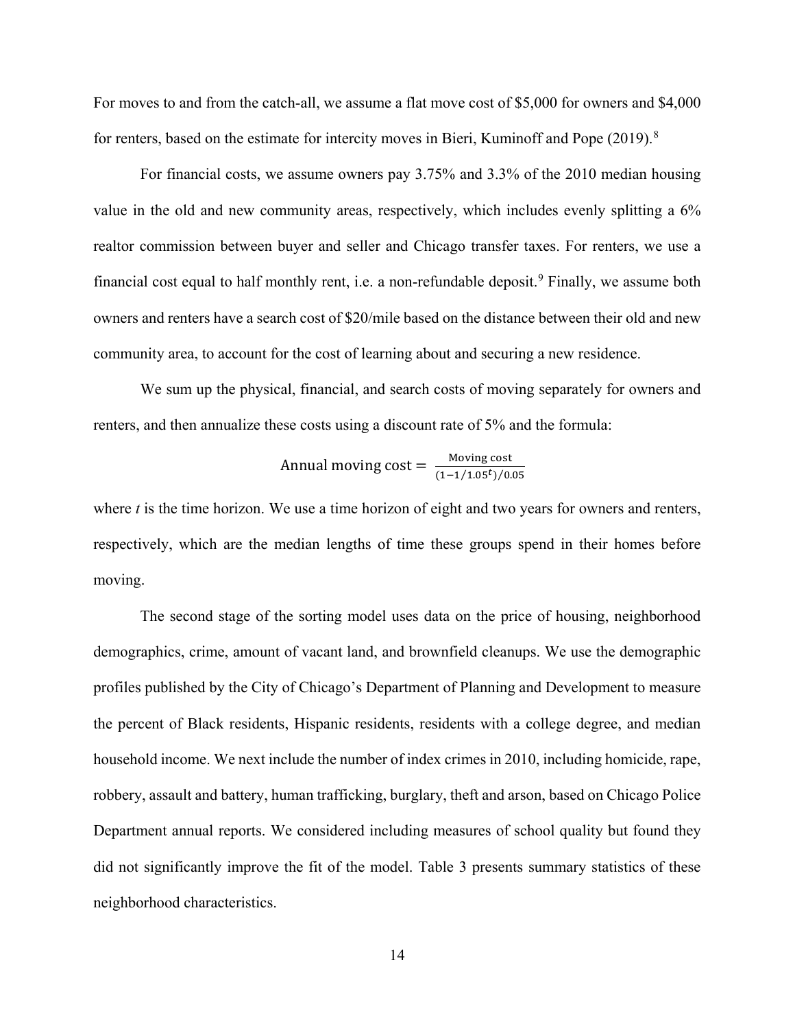For moves to and from the catch-all, we assume a flat move cost of \$5,000 for owners and \$4,000 for renters, based on the estimate for intercity moves in Bieri, Kuminoff and Pope (2019).[8]

For financial costs, we assume owners pay 3.75% and 3.3% of the 2010 median housing value in the old and new community areas, respectively, which includes evenly splitting a 6% realtor commission between buyer and seller and Chicago transfer taxes. For renters, we use a financial cost equal to half monthly rent, i.e. a non-refundable deposit.[9] Finally, we assume both owners and renters have a search cost of \$20/mile based on the distance between their old and new community area, to account for the cost of learning about and securing a new residence.

We sum up the physical, financial, and search costs of moving separately for owners and renters, and then annualize these costs using a discount rate of 5% and the formula:

$$\text{Annual moving cost} = \frac{\text{Moving cost}}{(1-1/1.05^{t})/0.05}$$

where *t* is the time horizon. We use a time horizon of eight and two years for owners and renters, respectively, which are the median lengths of time these groups spend in their homes before moving.

The second stage of the sorting model uses data on the price of housing, neighborhood demographics, crime, amount of vacant land, and brownfield cleanups. We use the demographic profiles published by the City of Chicago's Department of Planning and Development to measure the percent of Black residents, Hispanic residents, residents with a college degree, and median household income. We next include the number of index crimes in 2010, including homicide, rape, robbery, assault and battery, human trafficking, burglary, theft and arson, based on Chicago Police Department annual reports. We considered including measures of school quality but found they did not significantly improve the fit of the model. Table 3 presents summary statistics of these neighborhood characteristics.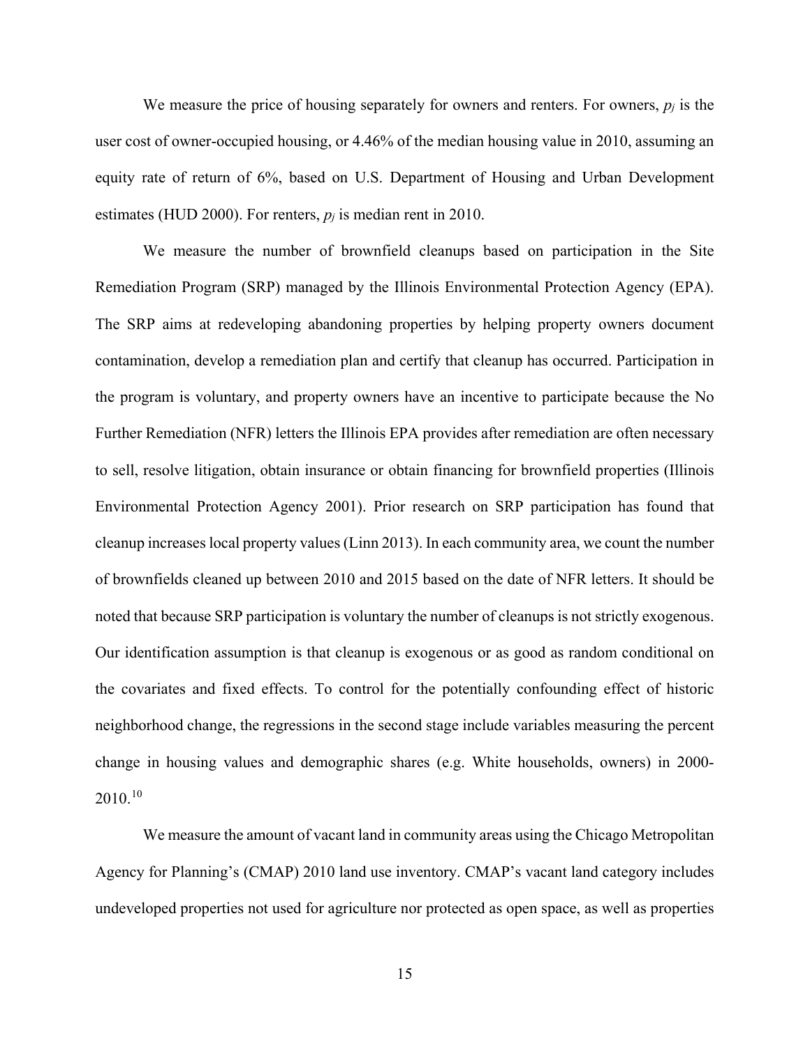We measure the price of housing separately for owners and renters. For owners, $p_j$ is the user cost of owner-occupied housing, or 4.46% of the median housing value in 2010, assuming an equity rate of return of 6%, based on U.S. Department of Housing and Urban Development estimates (HUD 2000). For renters, $p_j$ is median rent in 2010.

We measure the number of brownfield cleanups based on participation in the Site Remediation Program (SRP) managed by the Illinois Environmental Protection Agency (EPA). The SRP aims at redeveloping abandoning properties by helping property owners document contamination, develop a remediation plan and certify that cleanup has occurred. Participation in the program is voluntary, and property owners have an incentive to participate because the No Further Remediation (NFR) letters the Illinois EPA provides after remediation are often necessary to sell, resolve litigation, obtain insurance or obtain financing for brownfield properties (Illinois Environmental Protection Agency 2001). Prior research on SRP participation has found that cleanup increases local property values (Linn 2013). In each community area, we count the number of brownfields cleaned up between 2010 and 2015 based on the date of NFR letters. It should be noted that because SRP participation is voluntary the number of cleanups is not strictly exogenous. Our identification assumption is that cleanup is exogenous or as good as random conditional on the covariates and fixed effects. To control for the potentially confounding effect of historic neighborhood change, the regressions in the second stage include variables measuring the percent change in housing values and demographic shares (e.g. White households, owners) in 2000-2010.[10]

We measure the amount of vacant land in community areas using the Chicago Metropolitan Agency for Planning's (CMAP) 2010 land use inventory. CMAP's vacant land category includes undeveloped properties not used for agriculture nor protected as open space, as well as properties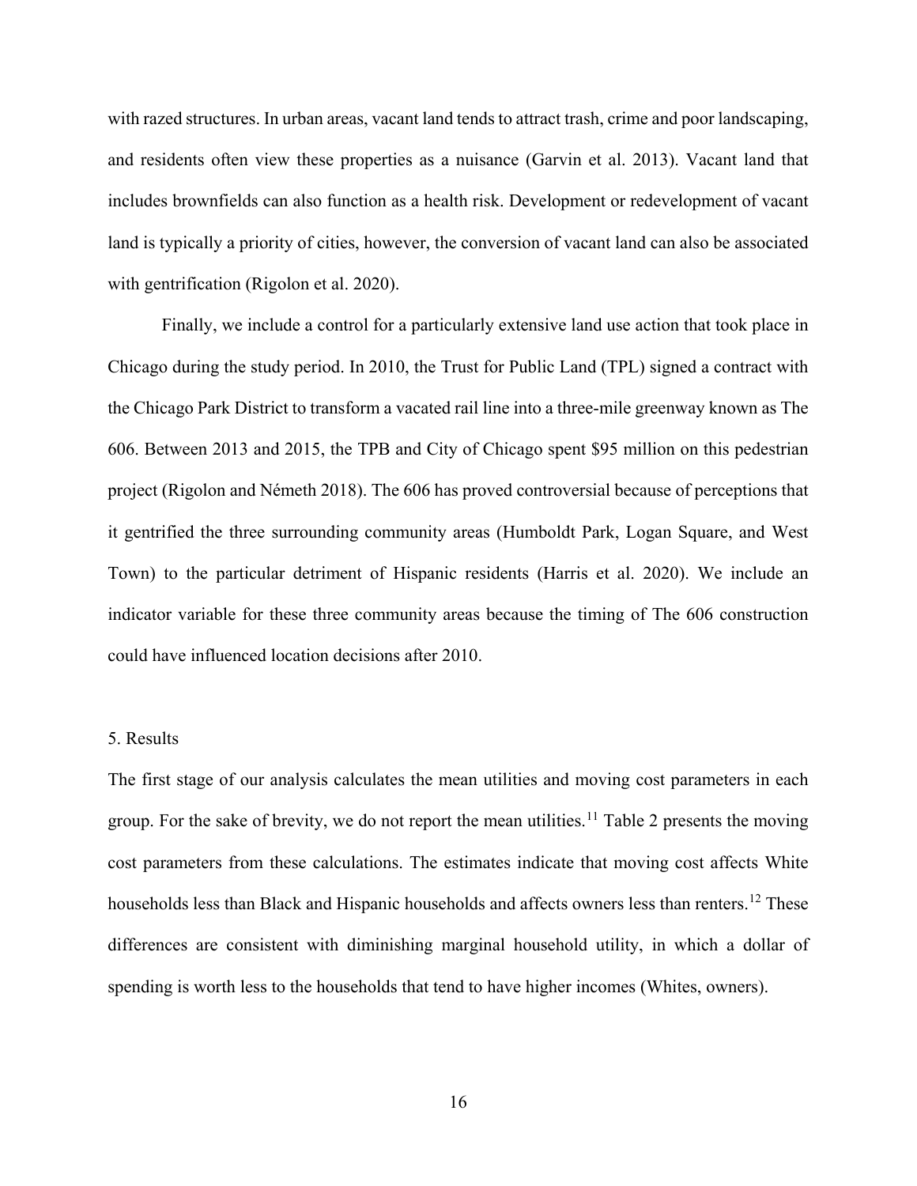with razed structures. In urban areas, vacant land tends to attract trash, crime and poor landscaping, and residents often view these properties as a nuisance (Garvin et al. 2013). Vacant land that includes brownfields can also function as a health risk. Development or redevelopment of vacant land is typically a priority of cities, however, the conversion of vacant land can also be associated with gentrification (Rigolon et al. 2020).

Finally, we include a control for a particularly extensive land use action that took place in Chicago during the study period. In 2010, the Trust for Public Land (TPL) signed a contract with the Chicago Park District to transform a vacated rail line into a three-mile greenway known as The 606. Between 2013 and 2015, the TPB and City of Chicago spent $95 million on this pedestrian project (Rigolon and Németh 2018). The 606 has proved controversial because of perceptions that it gentrified the three surrounding community areas (Humboldt Park, Logan Square, and West Town) to the particular detriment of Hispanic residents (Harris et al. 2020). We include an indicator variable for these three community areas because the timing of The 606 construction could have influenced location decisions after 2010.

## 5. Results

The first stage of our analysis calculates the mean utilities and moving cost parameters in each group. For the sake of brevity, we do not report the mean utilities.[11] Table 2 presents the moving cost parameters from these calculations. The estimates indicate that moving cost affects White households less than Black and Hispanic households and affects owners less than renters.[12] These differences are consistent with diminishing marginal household utility, in which a dollar of spending is worth less to the households that tend to have higher incomes (Whites, owners).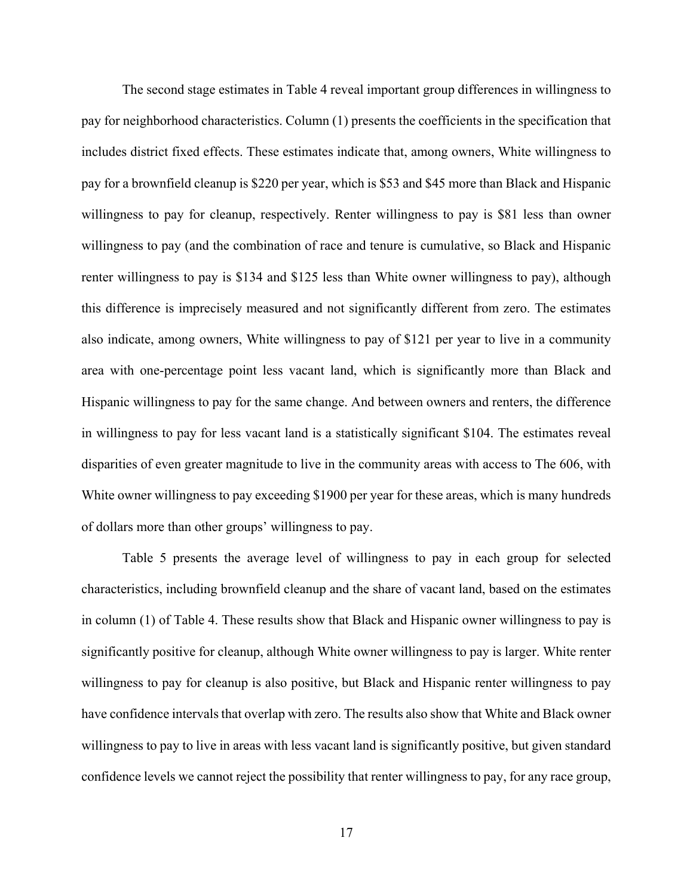The second stage estimates in Table 4 reveal important group differences in willingness to pay for neighborhood characteristics. Column (1) presents the coefficients in the specification that includes district fixed effects. These estimates indicate that, among owners, White willingness to pay for a brownfield cleanup is $220 per year, which is $53 and $45 more than Black and Hispanic willingness to pay for cleanup, respectively. Renter willingness to pay is $81 less than owner willingness to pay (and the combination of race and tenure is cumulative, so Black and Hispanic renter willingness to pay is $134 and $125 less than White owner willingness to pay), although this difference is imprecisely measured and not significantly different from zero. The estimates also indicate, among owners, White willingness to pay of $121 per year to live in a community area with one-percentage point less vacant land, which is significantly more than Black and Hispanic willingness to pay for the same change. And between owners and renters, the difference in willingness to pay for less vacant land is a statistically significant $104. The estimates reveal disparities of even greater magnitude to live in the community areas with access to The 606, with White owner willingness to pay exceeding $1900 per year for these areas, which is many hundreds of dollars more than other groups' willingness to pay.

Table 5 presents the average level of willingness to pay in each group for selected characteristics, including brownfield cleanup and the share of vacant land, based on the estimates in column (1) of Table 4. These results show that Black and Hispanic owner willingness to pay is significantly positive for cleanup, although White owner willingness to pay is larger. White renter willingness to pay for cleanup is also positive, but Black and Hispanic renter willingness to pay have confidence intervals that overlap with zero. The results also show that White and Black owner willingness to pay to live in areas with less vacant land is significantly positive, but given standard confidence levels we cannot reject the possibility that renter willingness to pay, for any race group,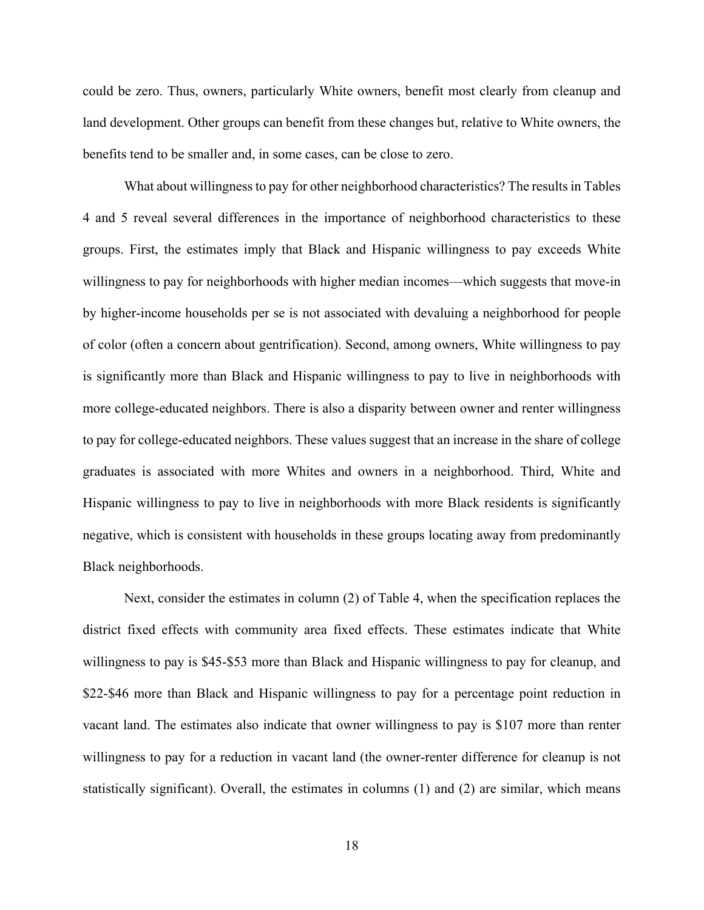could be zero. Thus, owners, particularly White owners, benefit most clearly from cleanup and land development. Other groups can benefit from these changes but, relative to White owners, the benefits tend to be smaller and, in some cases, can be close to zero.

What about willingness to pay for other neighborhood characteristics? The results in Tables 4 and 5 reveal several differences in the importance of neighborhood characteristics to these groups. First, the estimates imply that Black and Hispanic willingness to pay exceeds White willingness to pay for neighborhoods with higher median incomes—which suggests that move-in by higher-income households per se is not associated with devaluing a neighborhood for people of color (often a concern about gentrification). Second, among owners, White willingness to pay is significantly more than Black and Hispanic willingness to pay to live in neighborhoods with more college-educated neighbors. There is also a disparity between owner and renter willingness to pay for college-educated neighbors. These values suggest that an increase in the share of college graduates is associated with more Whites and owners in a neighborhood. Third, White and Hispanic willingness to pay to live in neighborhoods with more Black residents is significantly negative, which is consistent with households in these groups locating away from predominantly Black neighborhoods.

Next, consider the estimates in column (2) of Table 4, when the specification replaces the district fixed effects with community area fixed effects. These estimates indicate that White willingness to pay is $45-$53 more than Black and Hispanic willingness to pay for cleanup, and $22-$46 more than Black and Hispanic willingness to pay for a percentage point reduction in vacant land. The estimates also indicate that owner willingness to pay is $107 more than renter willingness to pay for a reduction in vacant land (the owner-renter difference for cleanup is not statistically significant). Overall, the estimates in columns (1) and (2) are similar, which means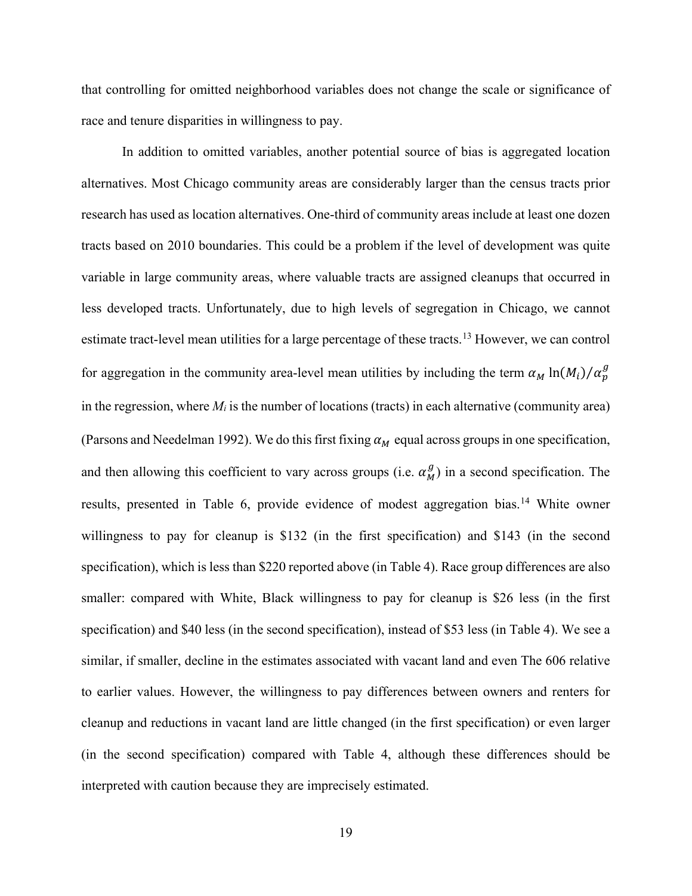that controlling for omitted neighborhood variables does not change the scale or significance of race and tenure disparities in willingness to pay.

In addition to omitted variables, another potential source of bias is aggregated location alternatives. Most Chicago community areas are considerably larger than the census tracts prior research has used as location alternatives. One-third of community areas include at least one dozen tracts based on 2010 boundaries. This could be a problem if the level of development was quite variable in large community areas, where valuable tracts are assigned cleanups that occurred in less developed tracts. Unfortunately, due to high levels of segregation in Chicago, we cannot estimate tract-level mean utilities for a large percentage of these tracts.[13] However, we can control for aggregation in the community area-level mean utilities by including the term $\alpha_M \ln(M_i)/\alpha_p^g$ in the regression, where $M_i$ is the number of locations (tracts) in each alternative (community area) (Parsons and Needelman 1992). We do this first fixing $\alpha_M$ equal across groups in one specification, and then allowing this coefficient to vary across groups (i.e. $\alpha_M^g$) in a second specification. The results, presented in Table 6, provide evidence of modest aggregation bias.[14] White owner willingness to pay for cleanup is \$132 (in the first specification) and \$143 (in the second specification), which is less than \$220 reported above (in Table 4). Race group differences are also smaller: compared with White, Black willingness to pay for cleanup is \$26 less (in the first specification) and \$40 less (in the second specification), instead of \$53 less (in Table 4). We see a similar, if smaller, decline in the estimates associated with vacant land and even The 606 relative to earlier values. However, the willingness to pay differences between owners and renters for cleanup and reductions in vacant land are little changed (in the first specification) or even larger (in the second specification) compared with Table 4, although these differences should be interpreted with caution because they are imprecisely estimated.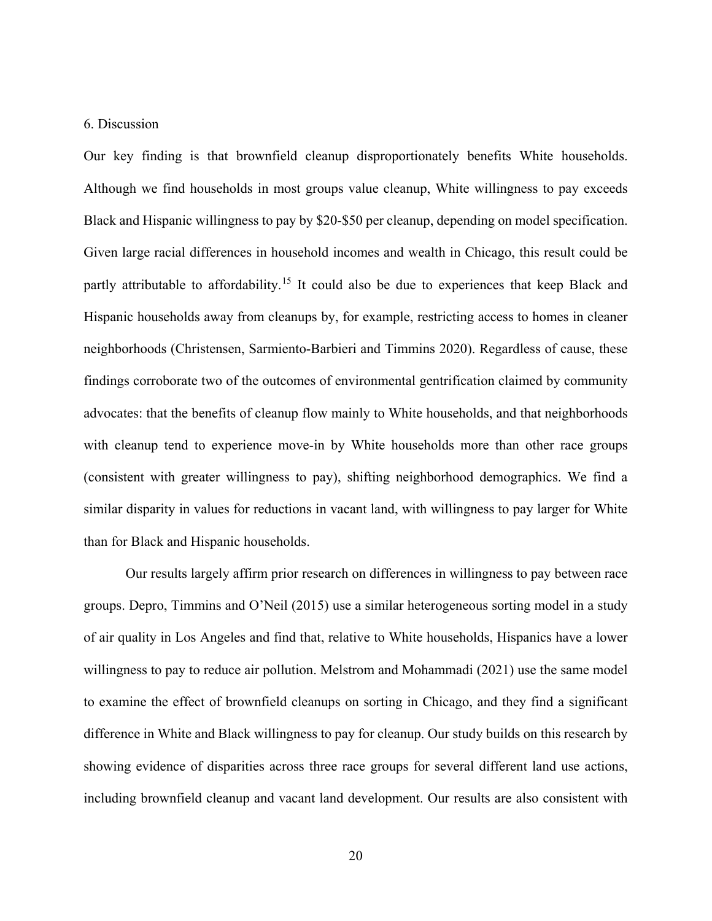## 6. Discussion

Our key finding is that brownfield cleanup disproportionately benefits White households. Although we find households in most groups value cleanup, White willingness to pay exceeds Black and Hispanic willingness to pay by $20-$50 per cleanup, depending on model specification. Given large racial differences in household incomes and wealth in Chicago, this result could be partly attributable to affordability.[15] It could also be due to experiences that keep Black and Hispanic households away from cleanups by, for example, restricting access to homes in cleaner neighborhoods (Christensen, Sarmiento-Barbieri and Timmins 2020). Regardless of cause, these findings corroborate two of the outcomes of environmental gentrification claimed by community advocates: that the benefits of cleanup flow mainly to White households, and that neighborhoods with cleanup tend to experience move-in by White households more than other race groups (consistent with greater willingness to pay), shifting neighborhood demographics. We find a similar disparity in values for reductions in vacant land, with willingness to pay larger for White than for Black and Hispanic households.

Our results largely affirm prior research on differences in willingness to pay between race groups. Depro, Timmins and O'Neil (2015) use a similar heterogeneous sorting model in a study of air quality in Los Angeles and find that, relative to White households, Hispanics have a lower willingness to pay to reduce air pollution. Melstrom and Mohammadi (2021) use the same model to examine the effect of brownfield cleanups on sorting in Chicago, and they find a significant difference in White and Black willingness to pay for cleanup. Our study builds on this research by showing evidence of disparities across three race groups for several different land use actions, including brownfield cleanup and vacant land development. Our results are also consistent with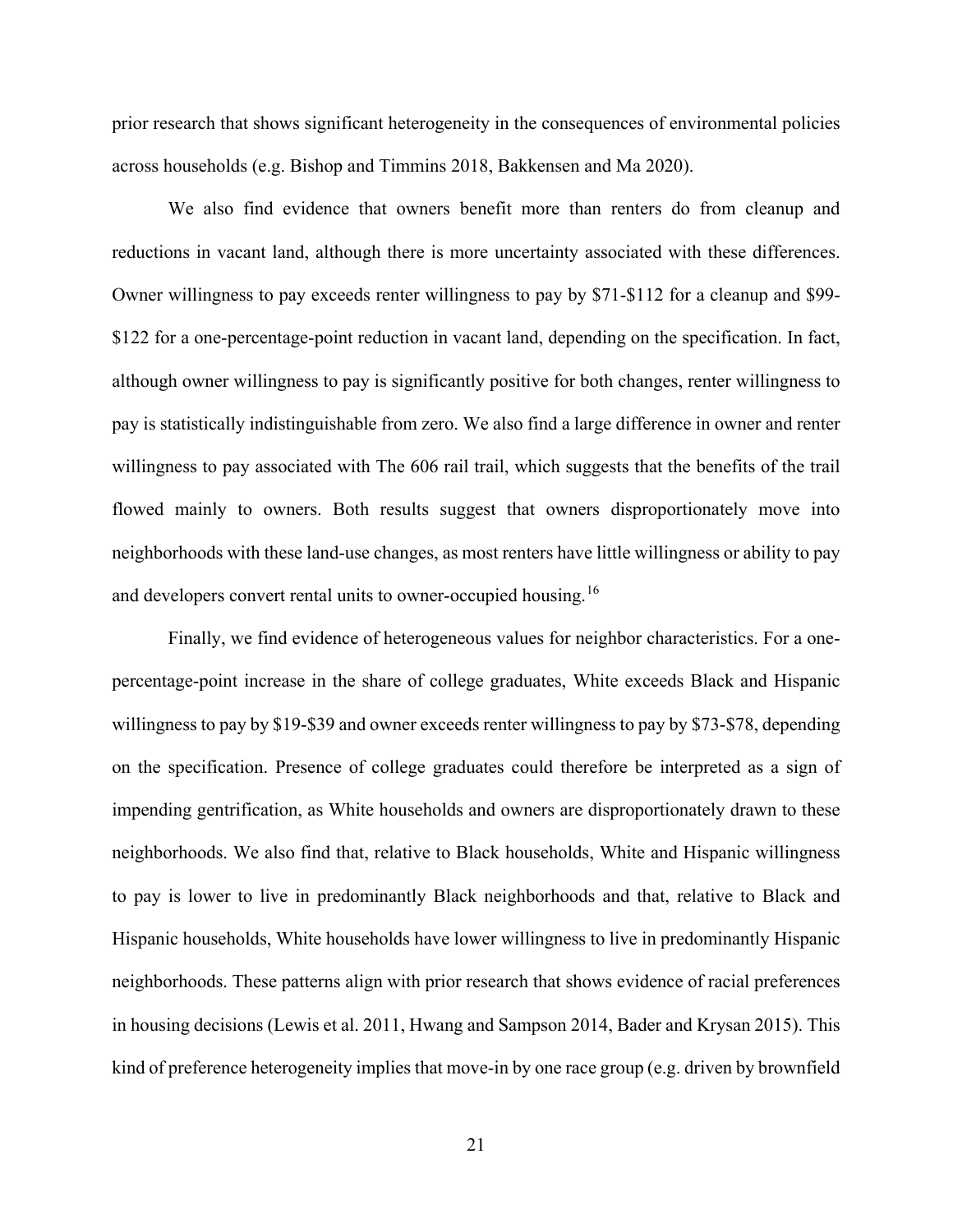prior research that shows significant heterogeneity in the consequences of environmental policies across households (e.g. Bishop and Timmins 2018, Bakkensen and Ma 2020).

We also find evidence that owners benefit more than renters do from cleanup and reductions in vacant land, although there is more uncertainty associated with these differences. Owner willingness to pay exceeds renter willingness to pay by $71-$112 for a cleanup and $99-$122 for a one-percentage-point reduction in vacant land, depending on the specification. In fact, although owner willingness to pay is significantly positive for both changes, renter willingness to pay is statistically indistinguishable from zero. We also find a large difference in owner and renter willingness to pay associated with The 606 rail trail, which suggests that the benefits of the trail flowed mainly to owners. Both results suggest that owners disproportionately move into neighborhoods with these land-use changes, as most renters have little willingness or ability to pay and developers convert rental units to owner-occupied housing.[16]

Finally, we find evidence of heterogeneous values for neighbor characteristics. For a one-percentage-point increase in the share of college graduates, White exceeds Black and Hispanic willingness to pay by $19-$39 and owner exceeds renter willingness to pay by $73-$78, depending on the specification. Presence of college graduates could therefore be interpreted as a sign of impending gentrification, as White households and owners are disproportionately drawn to these neighborhoods. We also find that, relative to Black households, White and Hispanic willingness to pay is lower to live in predominantly Black neighborhoods and that, relative to Black and Hispanic households, White households have lower willingness to live in predominantly Hispanic neighborhoods. These patterns align with prior research that shows evidence of racial preferences in housing decisions (Lewis et al. 2011, Hwang and Sampson 2014, Bader and Krysan 2015). This kind of preference heterogeneity implies that move-in by one race group (e.g. driven by brownfield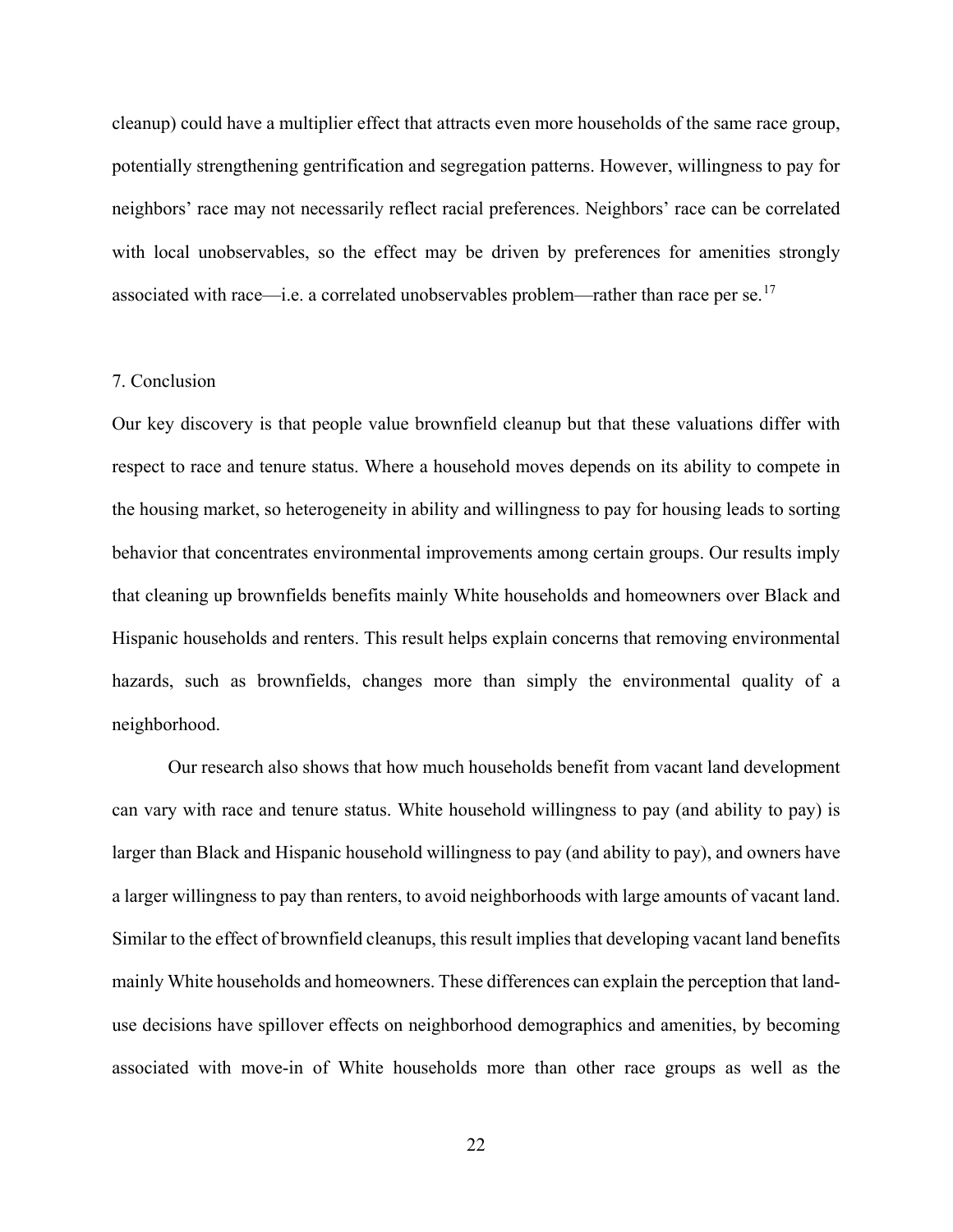cleanup) could have a multiplier effect that attracts even more households of the same race group, potentially strengthening gentrification and segregation patterns. However, willingness to pay for neighbors' race may not necessarily reflect racial preferences. Neighbors' race can be correlated with local unobservables, so the effect may be driven by preferences for amenities strongly associated with race—i.e. a correlated unobservables problem—rather than race per se.[17]

## 7. Conclusion

Our key discovery is that people value brownfield cleanup but that these valuations differ with respect to race and tenure status. Where a household moves depends on its ability to compete in the housing market, so heterogeneity in ability and willingness to pay for housing leads to sorting behavior that concentrates environmental improvements among certain groups. Our results imply that cleaning up brownfields benefits mainly White households and homeowners over Black and Hispanic households and renters. This result helps explain concerns that removing environmental hazards, such as brownfields, changes more than simply the environmental quality of a neighborhood.

Our research also shows that how much households benefit from vacant land development can vary with race and tenure status. White household willingness to pay (and ability to pay) is larger than Black and Hispanic household willingness to pay (and ability to pay), and owners have a larger willingness to pay than renters, to avoid neighborhoods with large amounts of vacant land. Similar to the effect of brownfield cleanups, this result implies that developing vacant land benefits mainly White households and homeowners. These differences can explain the perception that land-use decisions have spillover effects on neighborhood demographics and amenities, by becoming associated with move-in of White households more than other race groups as well as the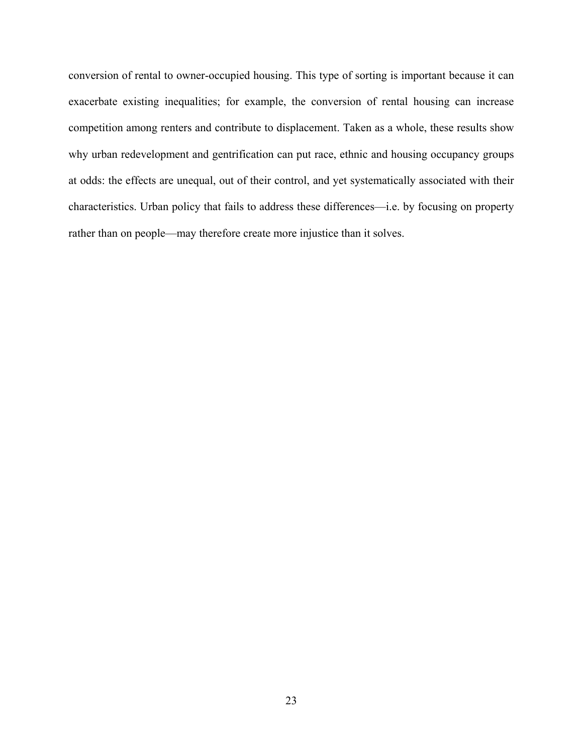conversion of rental to owner-occupied housing. This type of sorting is important because it can exacerbate existing inequalities; for example, the conversion of rental housing can increase competition among renters and contribute to displacement. Taken as a whole, these results show why urban redevelopment and gentrification can put race, ethnic and housing occupancy groups at odds: the effects are unequal, out of their control, and yet systematically associated with their characteristics. Urban policy that fails to address these differences—i.e. by focusing on property rather than on people—may therefore create more injustice than it solves.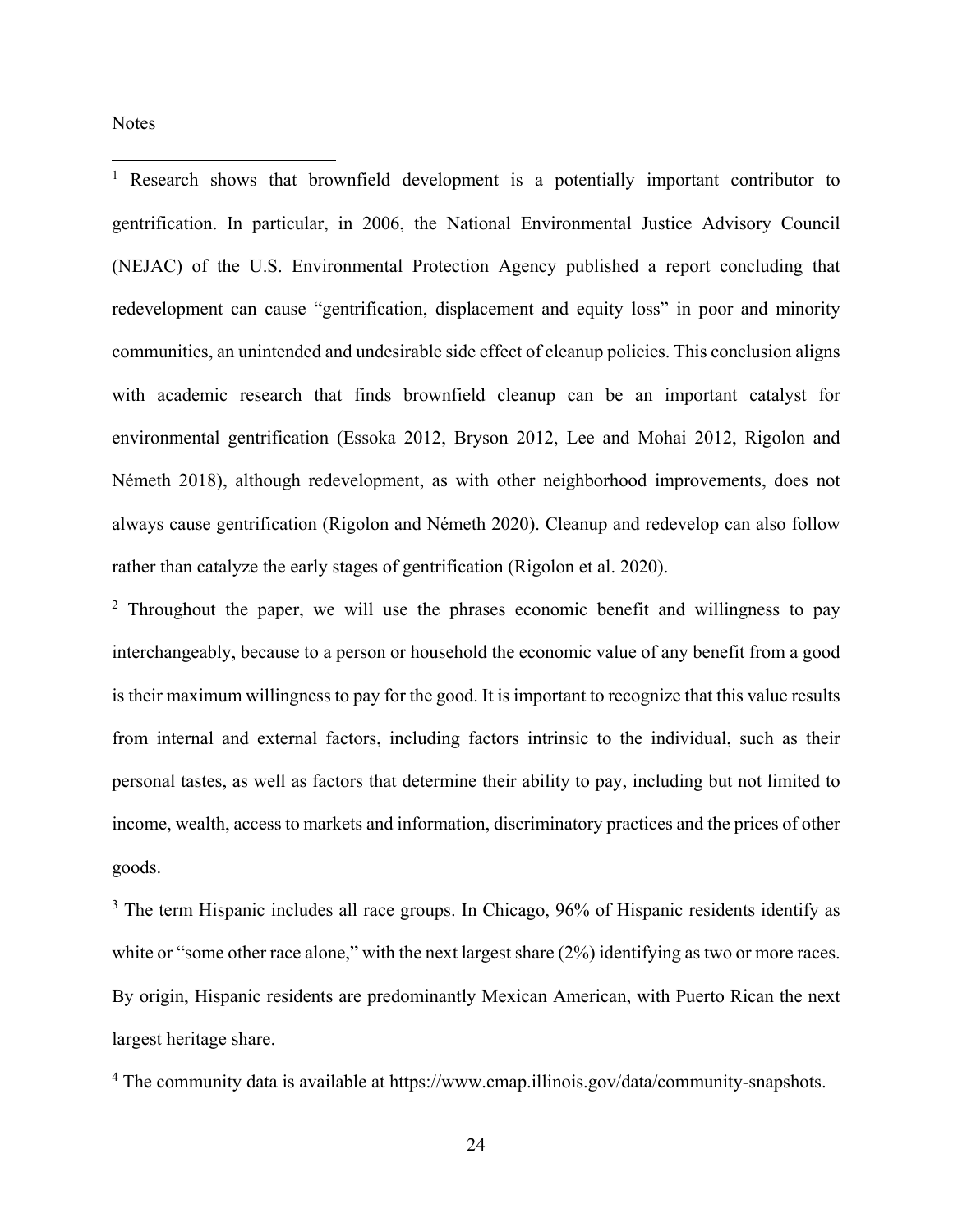Notes

[1] Research shows that brownfield development is a potentially important contributor to gentrification. In particular, in 2006, the National Environmental Justice Advisory Council (NEJAC) of the U.S. Environmental Protection Agency published a report concluding that redevelopment can cause "gentrification, displacement and equity loss" in poor and minority communities, an unintended and undesirable side effect of cleanup policies. This conclusion aligns with academic research that finds brownfield cleanup can be an important catalyst for environmental gentrification (Essoka 2012, Bryson 2012, Lee and Mohai 2012, Rigolon and Németh 2018), although redevelopment, as with other neighborhood improvements, does not always cause gentrification (Rigolon and Németh 2020). Cleanup and redevelop can also follow rather than catalyze the early stages of gentrification (Rigolon et al. 2020).

[2] Throughout the paper, we will use the phrases economic benefit and willingness to pay interchangeably, because to a person or household the economic value of any benefit from a good is their maximum willingness to pay for the good. It is important to recognize that this value results from internal and external factors, including factors intrinsic to the individual, such as their personal tastes, as well as factors that determine their ability to pay, including but not limited to income, wealth, access to markets and information, discriminatory practices and the prices of other goods.

[3] The term Hispanic includes all race groups. In Chicago, 96% of Hispanic residents identify as white or "some other race alone," with the next largest share (2%) identifying as two or more races. By origin, Hispanic residents are predominantly Mexican American, with Puerto Rican the next largest heritage share.

[4] The community data is available at https://www.cmap.illinois.gov/data/community-snapshots.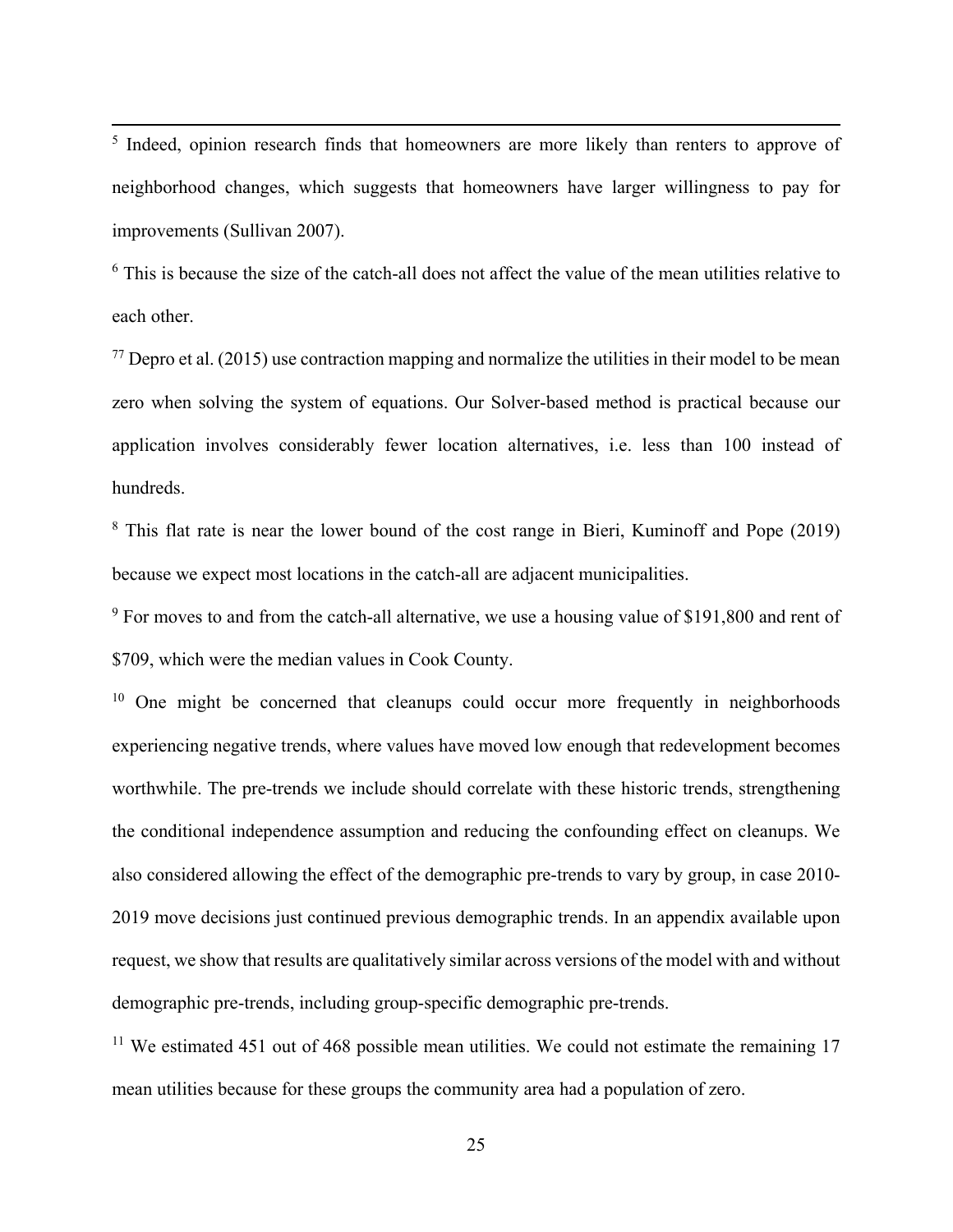[5] Indeed, opinion research finds that homeowners are more likely than renters to approve of neighborhood changes, which suggests that homeowners have larger willingness to pay for improvements (Sullivan 2007).

[6] This is because the size of the catch-all does not affect the value of the mean utilities relative to each other.

[77] Depro et al. (2015) use contraction mapping and normalize the utilities in their model to be mean zero when solving the system of equations. Our Solver-based method is practical because our application involves considerably fewer location alternatives, i.e. less than 100 instead of hundreds.

[8] This flat rate is near the lower bound of the cost range in Bieri, Kuminoff and Pope (2019) because we expect most locations in the catch-all are adjacent municipalities.

[9] For moves to and from the catch-all alternative, we use a housing value of $191,800 and rent of $709, which were the median values in Cook County.

[10] One might be concerned that cleanups could occur more frequently in neighborhoods experiencing negative trends, where values have moved low enough that redevelopment becomes worthwhile. The pre-trends we include should correlate with these historic trends, strengthening the conditional independence assumption and reducing the confounding effect on cleanups. We also considered allowing the effect of the demographic pre-trends to vary by group, in case 2010-2019 move decisions just continued previous demographic trends. In an appendix available upon request, we show that results are qualitatively similar across versions of the model with and without demographic pre-trends, including group-specific demographic pre-trends.

[11] We estimated 451 out of 468 possible mean utilities. We could not estimate the remaining 17 mean utilities because for these groups the community area had a population of zero.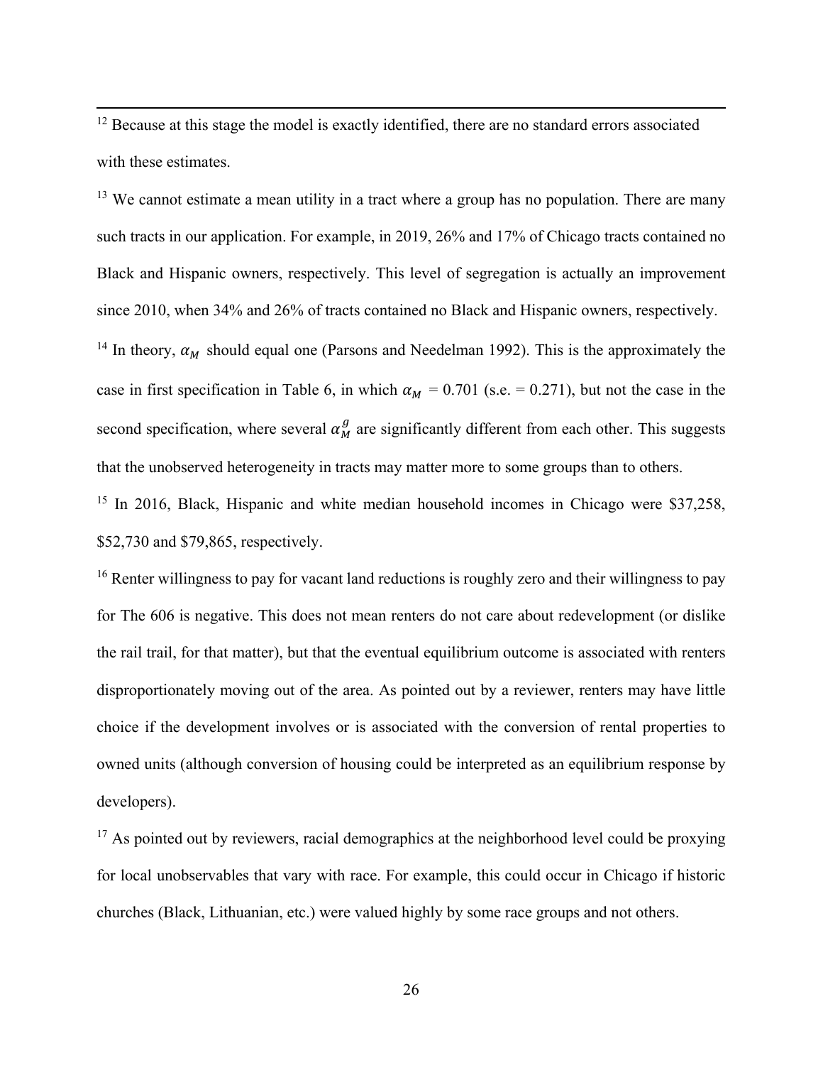[12] Because at this stage the model is exactly identified, there are no standard errors associated with these estimates.

[13] We cannot estimate a mean utility in a tract where a group has no population. There are many such tracts in our application. For example, in 2019, 26% and 17% of Chicago tracts contained no Black and Hispanic owners, respectively. This level of segregation is actually an improvement since 2010, when 34% and 26% of tracts contained no Black and Hispanic owners, respectively.

[14] In theory, $\alpha_M$ should equal one (Parsons and Needelman 1992). This is the approximately the case in first specification in Table 6, in which $\alpha_M$ = 0.701 (s.e. = 0.271), but not the case in the second specification, where several $\alpha_M^g$ are significantly different from each other. This suggests that the unobserved heterogeneity in tracts may matter more to some groups than to others.

[15] In 2016, Black, Hispanic and white median household incomes in Chicago were \$37,258, \$52,730 and \$79,865, respectively.

[16] Renter willingness to pay for vacant land reductions is roughly zero and their willingness to pay for The 606 is negative. This does not mean renters do not care about redevelopment (or dislike the rail trail, for that matter), but that the eventual equilibrium outcome is associated with renters disproportionately moving out of the area. As pointed out by a reviewer, renters may have little choice if the development involves or is associated with the conversion of rental properties to owned units (although conversion of housing could be interpreted as an equilibrium response by developers).

[17] As pointed out by reviewers, racial demographics at the neighborhood level could be proxying for local unobservables that vary with race. For example, this could occur in Chicago if historic churches (Black, Lithuanian, etc.) were valued highly by some race groups and not others.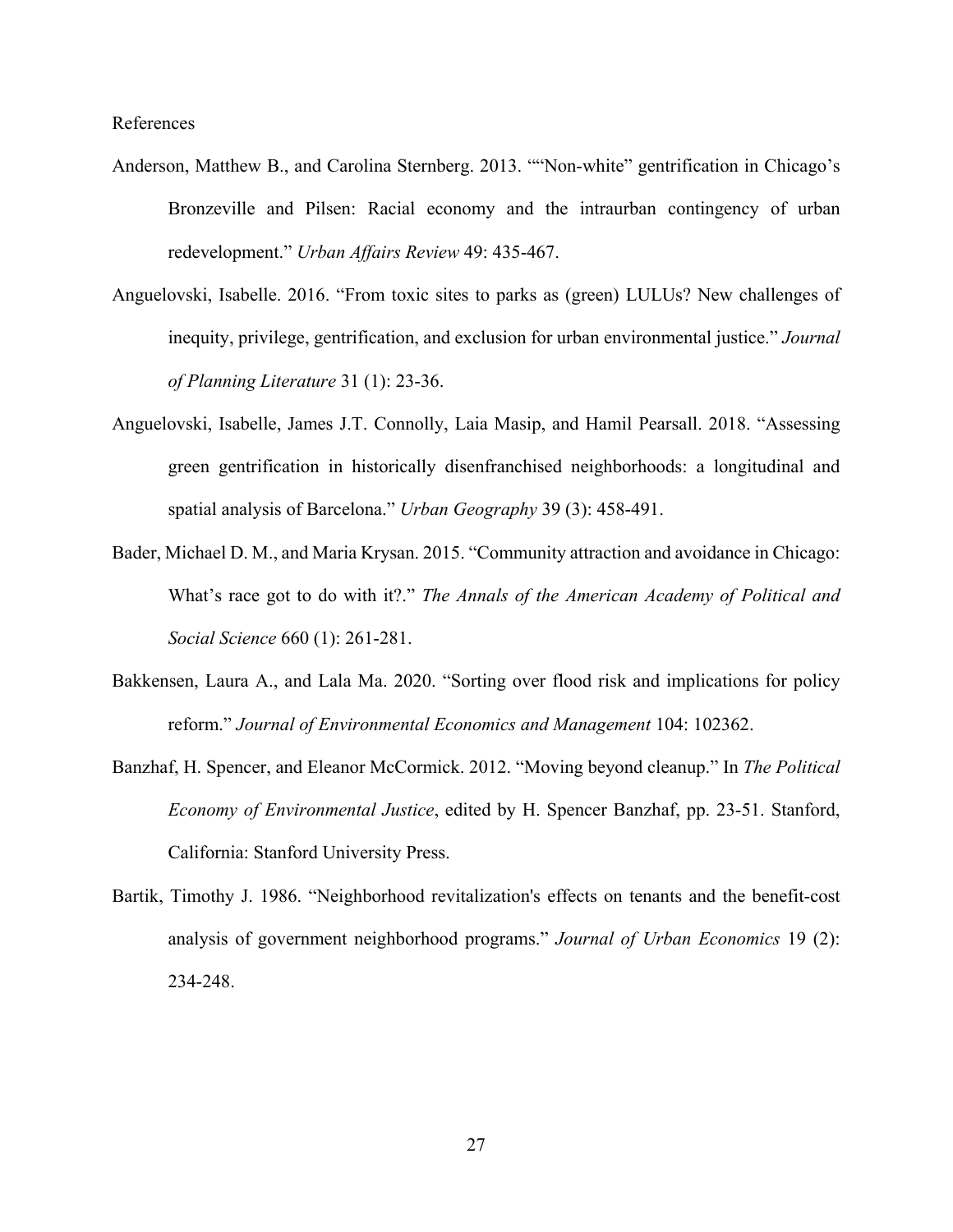References

Anderson, Matthew B., and Carolina Sternberg. 2013. ""Non-white" gentrification in Chicago's Bronzeville and Pilsen: Racial economy and the intraurban contingency of urban redevelopment." *Urban Affairs Review* 49: 435-467.

Anguelovski, Isabelle. 2016. "From toxic sites to parks as (green) LULUs? New challenges of inequity, privilege, gentrification, and exclusion for urban environmental justice." *Journal of Planning Literature* 31 (1): 23-36.

Anguelovski, Isabelle, James J.T. Connolly, Laia Masip, and Hamil Pearsall. 2018. "Assessing green gentrification in historically disenfranchised neighborhoods: a longitudinal and spatial analysis of Barcelona." *Urban Geography* 39 (3): 458-491.

Bader, Michael D. M., and Maria Krysan. 2015. "Community attraction and avoidance in Chicago: What's race got to do with it?." *The Annals of the American Academy of Political and Social Science* 660 (1): 261-281.

Bakkensen, Laura A., and Lala Ma. 2020. "Sorting over flood risk and implications for policy reform." *Journal of Environmental Economics and Management* 104: 102362.

Banzhaf, H. Spencer, and Eleanor McCormick. 2012. "Moving beyond cleanup." In *The Political Economy of Environmental Justice*, edited by H. Spencer Banzhaf, pp. 23-51. Stanford, California: Stanford University Press.

Bartik, Timothy J. 1986. "Neighborhood revitalization's effects on tenants and the benefit-cost analysis of government neighborhood programs." *Journal of Urban Economics* 19 (2): 234-248.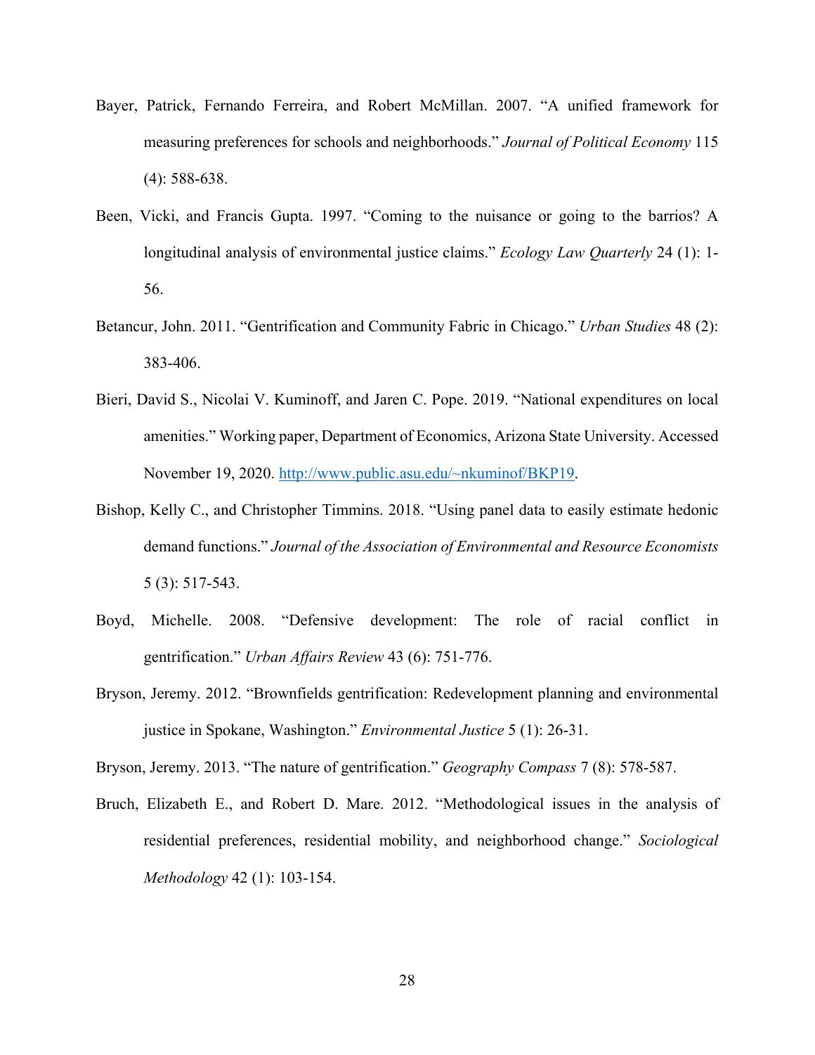Bayer, Patrick, Fernando Ferreira, and Robert McMillan. 2007. "A unified framework for measuring preferences for schools and neighborhoods." *Journal of Political Economy* 115 (4): 588-638.

Been, Vicki, and Francis Gupta. 1997. "Coming to the nuisance or going to the barrios? A longitudinal analysis of environmental justice claims." *Ecology Law Quarterly* 24 (1): 1-56.

Betancur, John. 2011. "Gentrification and Community Fabric in Chicago." *Urban Studies* 48 (2): 383-406.

Bieri, David S., Nicolai V. Kuminoff, and Jaren C. Pope. 2019. "National expenditures on local amenities." Working paper, Department of Economics, Arizona State University. Accessed November 19, 2020. http://www.public.asu.edu/~nkuminof/BKP19.

Bishop, Kelly C., and Christopher Timmins. 2018. "Using panel data to easily estimate hedonic demand functions." *Journal of the Association of Environmental and Resource Economists* 5 (3): 517-543.

Boyd, Michelle. 2008. "Defensive development: The role of racial conflict in gentrification." *Urban Affairs Review* 43 (6): 751-776.

Bryson, Jeremy. 2012. "Brownfields gentrification: Redevelopment planning and environmental justice in Spokane, Washington." *Environmental Justice* 5 (1): 26-31.

Bryson, Jeremy. 2013. "The nature of gentrification." *Geography Compass* 7 (8): 578-587.

Bruch, Elizabeth E., and Robert D. Mare. 2012. "Methodological issues in the analysis of residential preferences, residential mobility, and neighborhood change." *Sociological Methodology* 42 (1): 103-154.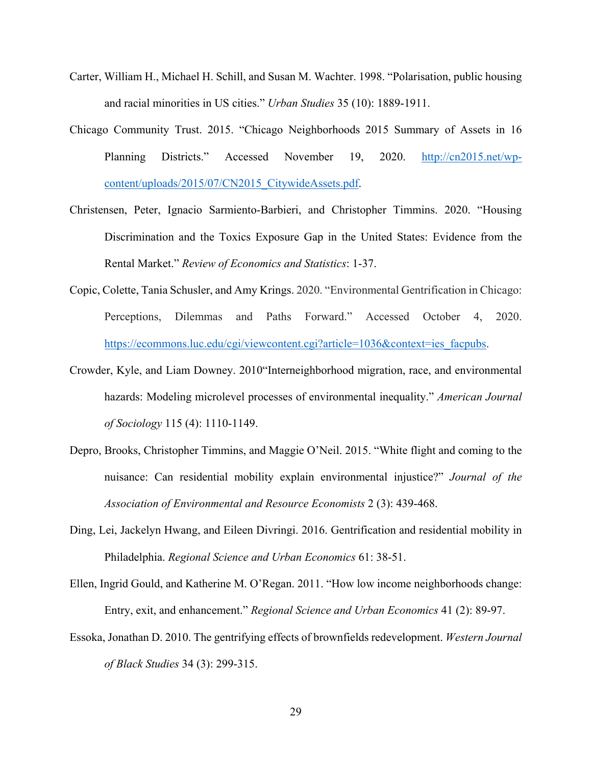Carter, William H., Michael H. Schill, and Susan M. Wachter. 1998. "Polarisation, public housing and racial minorities in US cities." *Urban Studies* 35 (10): 1889-1911.

Chicago Community Trust. 2015. "Chicago Neighborhoods 2015 Summary of Assets in 16 Planning Districts." Accessed November 19, 2020. http://cn2015.net/wp-content/uploads/2015/07/CN2015_CitywideAssets.pdf.

Christensen, Peter, Ignacio Sarmiento-Barbieri, and Christopher Timmins. 2020. "Housing Discrimination and the Toxics Exposure Gap in the United States: Evidence from the Rental Market." *Review of Economics and Statistics*: 1-37.

Copic, Colette, Tania Schusler, and Amy Krings. 2020. "Environmental Gentrification in Chicago: Perceptions, Dilemmas and Paths Forward." Accessed October 4, 2020. https://ecommons.luc.edu/cgi/viewcontent.cgi?article=1036&context=ies_facpubs.

Crowder, Kyle, and Liam Downey. 2010"Interneighborhood migration, race, and environmental hazards: Modeling microlevel processes of environmental inequality." *American Journal of Sociology* 115 (4): 1110-1149.

Depro, Brooks, Christopher Timmins, and Maggie O'Neil. 2015. "White flight and coming to the nuisance: Can residential mobility explain environmental injustice?" *Journal of the Association of Environmental and Resource Economists* 2 (3): 439-468.

Ding, Lei, Jackelyn Hwang, and Eileen Divringi. 2016. Gentrification and residential mobility in Philadelphia. *Regional Science and Urban Economics* 61: 38-51.

Ellen, Ingrid Gould, and Katherine M. O'Regan. 2011. "How low income neighborhoods change: Entry, exit, and enhancement." *Regional Science and Urban Economics* 41 (2): 89-97.

Essoka, Jonathan D. 2010. The gentrifying effects of brownfields redevelopment. *Western Journal of Black Studies* 34 (3): 299-315.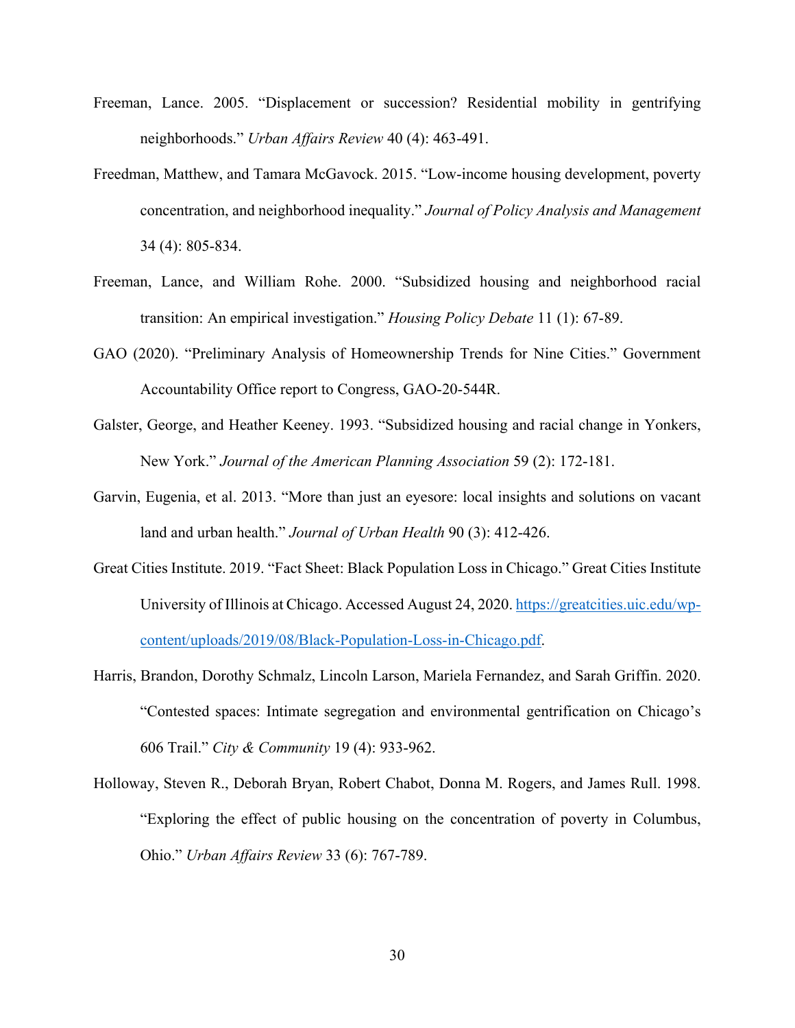Freeman, Lance. 2005. "Displacement or succession? Residential mobility in gentrifying neighborhoods." *Urban Affairs Review* 40 (4): 463-491.

Freedman, Matthew, and Tamara McGavock. 2015. "Low-income housing development, poverty concentration, and neighborhood inequality." *Journal of Policy Analysis and Management* 34 (4): 805-834.

Freeman, Lance, and William Rohe. 2000. "Subsidized housing and neighborhood racial transition: An empirical investigation." *Housing Policy Debate* 11 (1): 67-89.

GAO (2020). "Preliminary Analysis of Homeownership Trends for Nine Cities." Government Accountability Office report to Congress, GAO-20-544R.

Galster, George, and Heather Keeney. 1993. "Subsidized housing and racial change in Yonkers, New York." *Journal of the American Planning Association* 59 (2): 172-181.

Garvin, Eugenia, et al. 2013. "More than just an eyesore: local insights and solutions on vacant land and urban health." *Journal of Urban Health* 90 (3): 412-426.

Great Cities Institute. 2019. "Fact Sheet: Black Population Loss in Chicago." Great Cities Institute University of Illinois at Chicago. Accessed August 24, 2020. https://greatcities.uic.edu/wp-content/uploads/2019/08/Black-Population-Loss-in-Chicago.pdf.

Harris, Brandon, Dorothy Schmalz, Lincoln Larson, Mariela Fernandez, and Sarah Griffin. 2020. "Contested spaces: Intimate segregation and environmental gentrification on Chicago's 606 Trail." *City & Community* 19 (4): 933-962.

Holloway, Steven R., Deborah Bryan, Robert Chabot, Donna M. Rogers, and James Rull. 1998. "Exploring the effect of public housing on the concentration of poverty in Columbus, Ohio." *Urban Affairs Review* 33 (6): 767-789.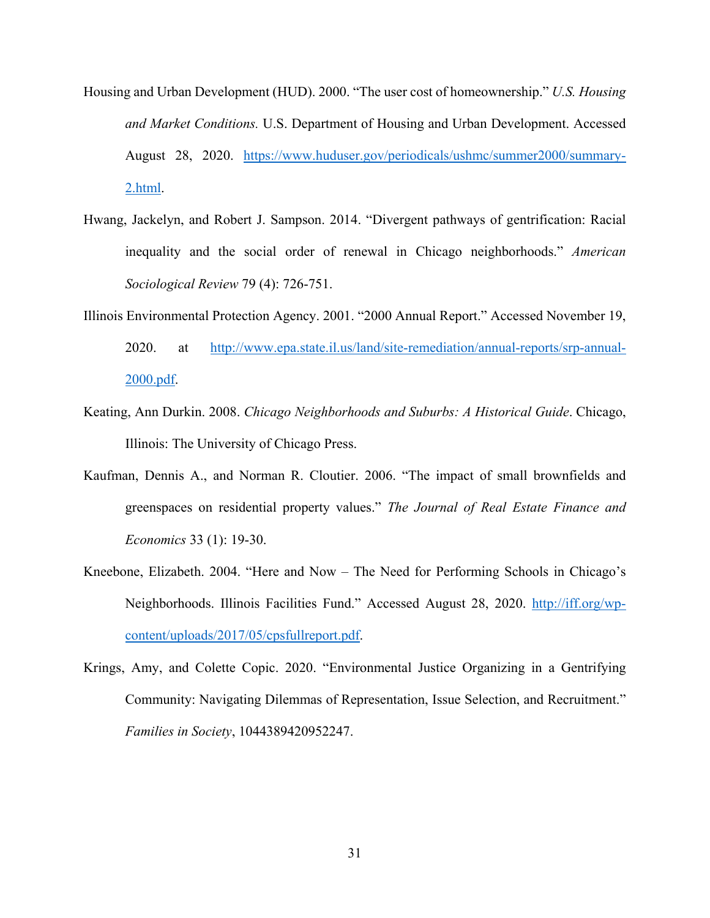Housing and Urban Development (HUD). 2000. "The user cost of homeownership." *U.S. Housing and Market Conditions.* U.S. Department of Housing and Urban Development. Accessed August 28, 2020. https://www.huduser.gov/periodicals/ushmc/summer2000/summary-2.html.

Hwang, Jackelyn, and Robert J. Sampson. 2014. "Divergent pathways of gentrification: Racial inequality and the social order of renewal in Chicago neighborhoods." *American Sociological Review* 79 (4): 726-751.

Illinois Environmental Protection Agency. 2001. "2000 Annual Report." Accessed November 19, 2020. at http://www.epa.state.il.us/land/site-remediation/annual-reports/srp-annual-2000.pdf.

Keating, Ann Durkin. 2008. *Chicago Neighborhoods and Suburbs: A Historical Guide*. Chicago, Illinois: The University of Chicago Press.

Kaufman, Dennis A., and Norman R. Cloutier. 2006. "The impact of small brownfields and greenspaces on residential property values." *The Journal of Real Estate Finance and Economics* 33 (1): 19-30.

Kneebone, Elizabeth. 2004. "Here and Now – The Need for Performing Schools in Chicago's Neighborhoods. Illinois Facilities Fund." Accessed August 28, 2020. http://iff.org/wp-content/uploads/2017/05/cpsfullreport.pdf.

Krings, Amy, and Colette Copic. 2020. "Environmental Justice Organizing in a Gentrifying Community: Navigating Dilemmas of Representation, Issue Selection, and Recruitment." *Families in Society*, 1044389420952247.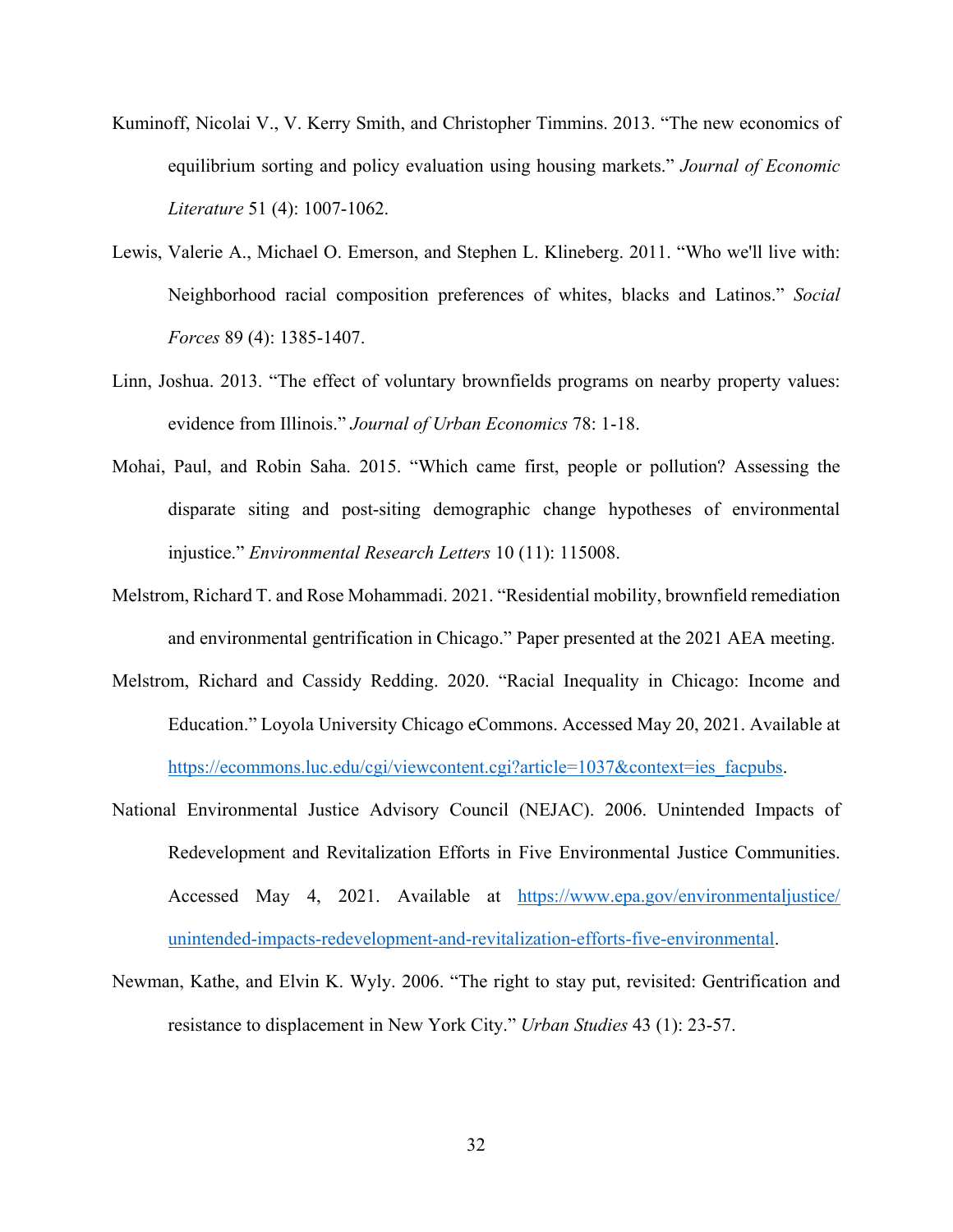Kuminoff, Nicolai V., V. Kerry Smith, and Christopher Timmins. 2013. "The new economics of equilibrium sorting and policy evaluation using housing markets." *Journal of Economic Literature* 51 (4): 1007-1062.

Lewis, Valerie A., Michael O. Emerson, and Stephen L. Klineberg. 2011. "Who we'll live with: Neighborhood racial composition preferences of whites, blacks and Latinos." *Social Forces* 89 (4): 1385-1407.

Linn, Joshua. 2013. "The effect of voluntary brownfields programs on nearby property values: evidence from Illinois." *Journal of Urban Economics* 78: 1-18.

Mohai, Paul, and Robin Saha. 2015. "Which came first, people or pollution? Assessing the disparate siting and post-siting demographic change hypotheses of environmental injustice." *Environmental Research Letters* 10 (11): 115008.

Melstrom, Richard T. and Rose Mohammadi. 2021. "Residential mobility, brownfield remediation and environmental gentrification in Chicago." Paper presented at the 2021 AEA meeting.

Melstrom, Richard and Cassidy Redding. 2020. "Racial Inequality in Chicago: Income and Education." Loyola University Chicago eCommons. Accessed May 20, 2021. Available at https://ecommons.luc.edu/cgi/viewcontent.cgi?article=1037&context=ies_facpubs.

National Environmental Justice Advisory Council (NEJAC). 2006. Unintended Impacts of Redevelopment and Revitalization Efforts in Five Environmental Justice Communities. Accessed May 4, 2021. Available at https://www.epa.gov/environmentaljustice/unintended-impacts-redevelopment-and-revitalization-efforts-five-environmental.

Newman, Kathe, and Elvin K. Wyly. 2006. "The right to stay put, revisited: Gentrification and resistance to displacement in New York City." *Urban Studies* 43 (1): 23-57.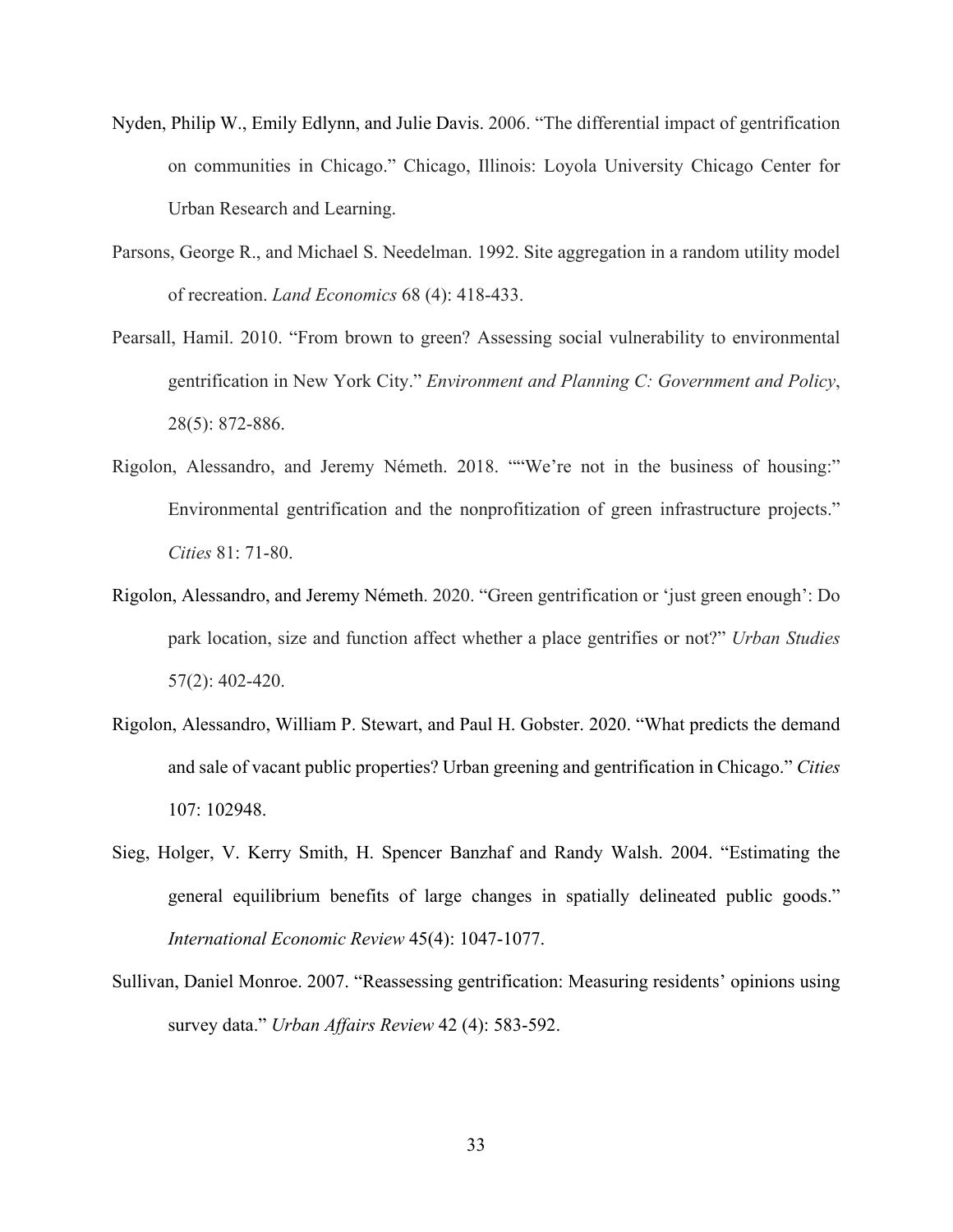Nyden, Philip W., Emily Edlynn, and Julie Davis. 2006. "The differential impact of gentrification on communities in Chicago." Chicago, Illinois: Loyola University Chicago Center for Urban Research and Learning.

Parsons, George R., and Michael S. Needelman. 1992. Site aggregation in a random utility model of recreation. *Land Economics* 68 (4): 418-433.

Pearsall, Hamil. 2010. "From brown to green? Assessing social vulnerability to environmental gentrification in New York City." *Environment and Planning C: Government and Policy*, 28(5): 872-886.

Rigolon, Alessandro, and Jeremy Németh. 2018. ""We're not in the business of housing:" Environmental gentrification and the nonprofitization of green infrastructure projects." *Cities* 81: 71-80.

Rigolon, Alessandro, and Jeremy Németh. 2020. "Green gentrification or 'just green enough': Do park location, size and function affect whether a place gentrifies or not?" *Urban Studies* 57(2): 402-420.

Rigolon, Alessandro, William P. Stewart, and Paul H. Gobster. 2020. "What predicts the demand and sale of vacant public properties? Urban greening and gentrification in Chicago." *Cities* 107: 102948.

Sieg, Holger, V. Kerry Smith, H. Spencer Banzhaf and Randy Walsh. 2004. "Estimating the general equilibrium benefits of large changes in spatially delineated public goods." *International Economic Review* 45(4): 1047-1077.

Sullivan, Daniel Monroe. 2007. "Reassessing gentrification: Measuring residents' opinions using survey data." *Urban Affairs Review* 42 (4): 583-592.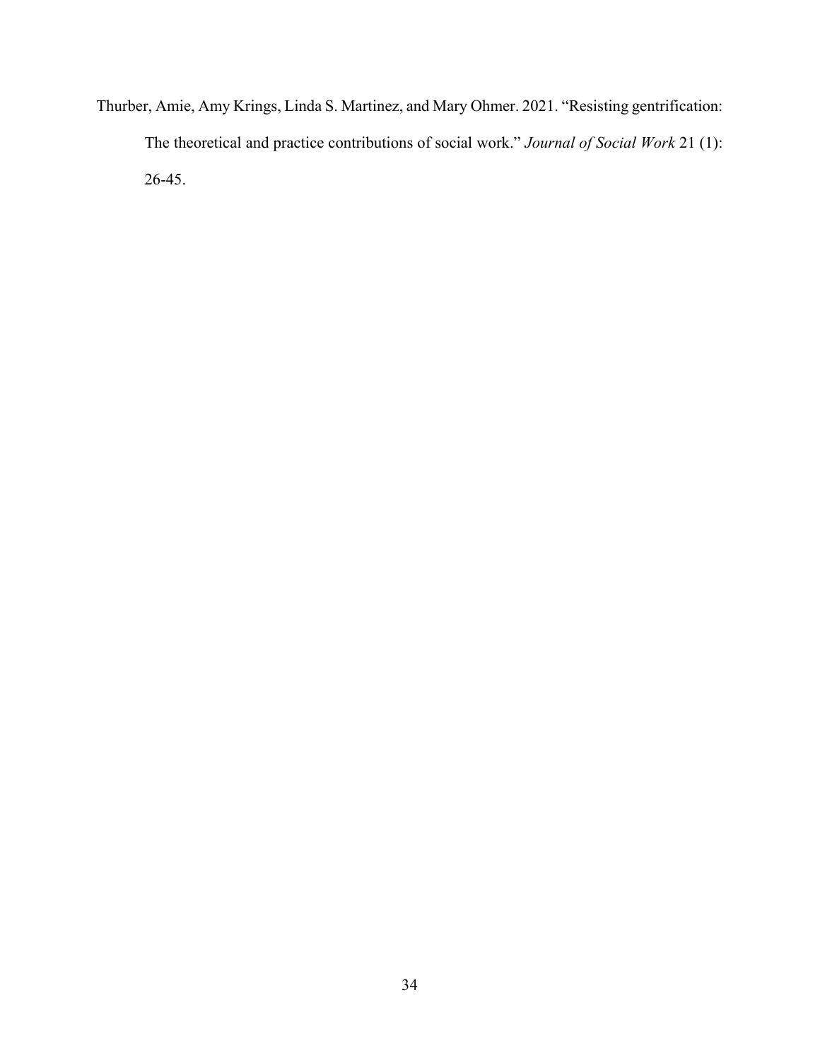Thurber, Amie, Amy Krings, Linda S. Martinez, and Mary Ohmer. 2021. "Resisting gentrification: The theoretical and practice contributions of social work." *Journal of Social Work* 21 (1): 26-45.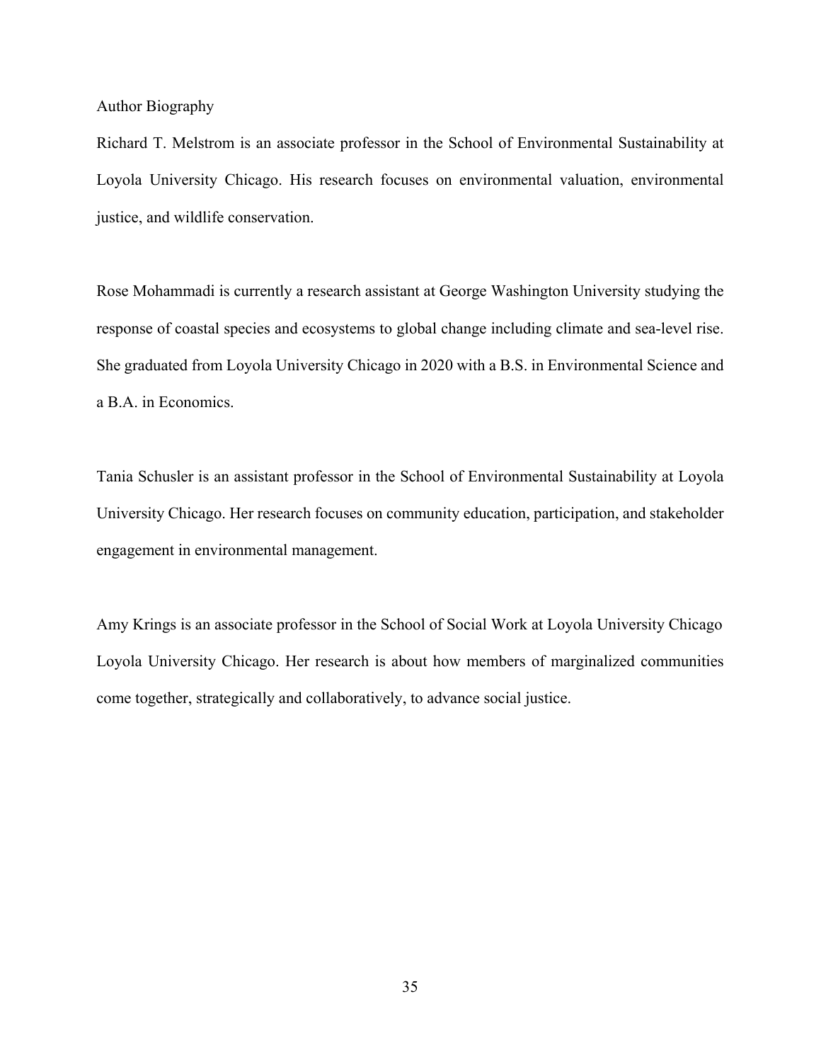## Author Biography

Richard T. Melstrom is an associate professor in the School of Environmental Sustainability at Loyola University Chicago. His research focuses on environmental valuation, environmental justice, and wildlife conservation.

Rose Mohammadi is currently a research assistant at George Washington University studying the response of coastal species and ecosystems to global change including climate and sea-level rise. She graduated from Loyola University Chicago in 2020 with a B.S. in Environmental Science and a B.A. in Economics.

Tania Schusler is an assistant professor in the School of Environmental Sustainability at Loyola University Chicago. Her research focuses on community education, participation, and stakeholder engagement in environmental management.

Amy Krings is an associate professor in the School of Social Work at Loyola University Chicago Loyola University Chicago. Her research is about how members of marginalized communities come together, strategically and collaboratively, to advance social justice.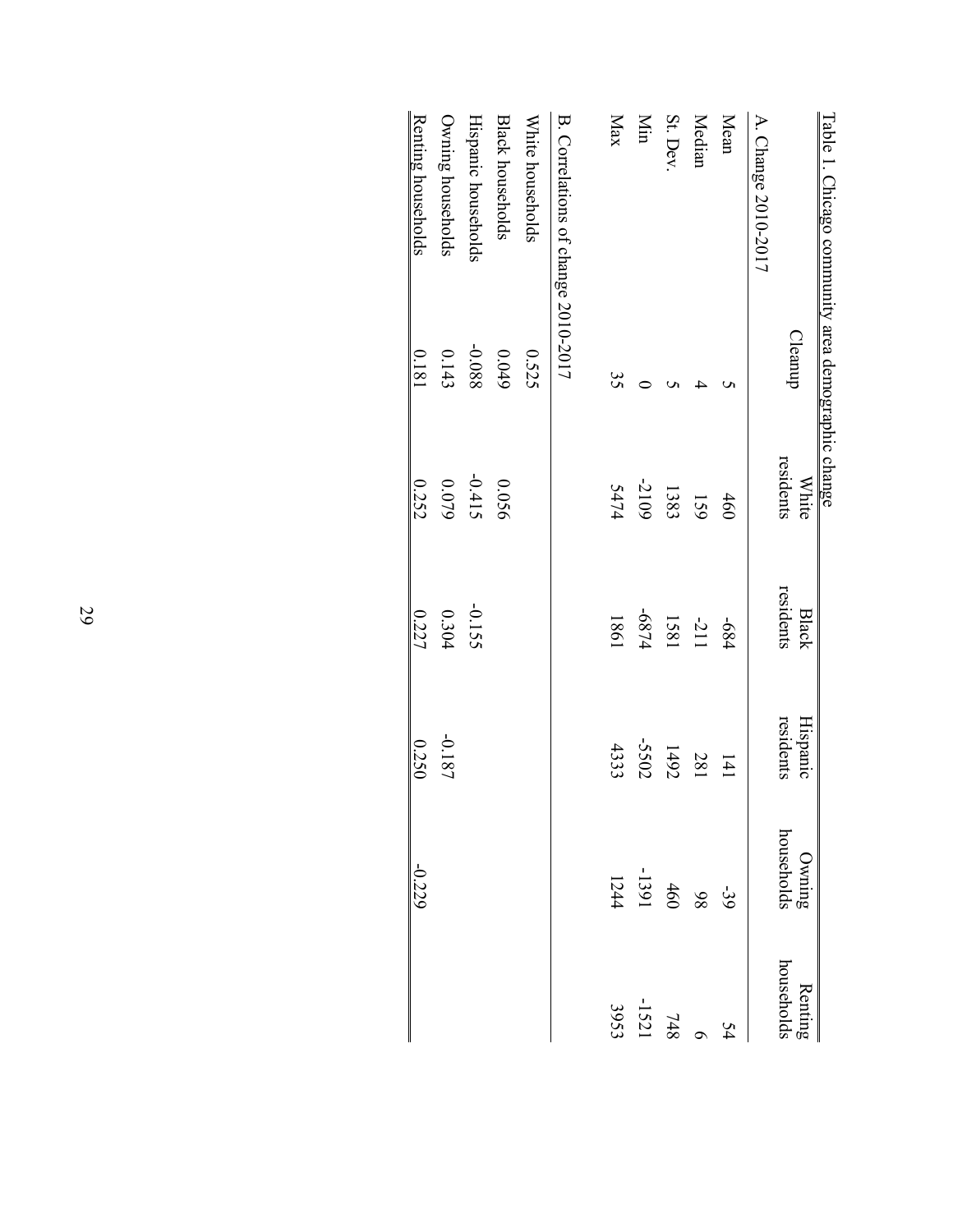Table 1. Chicago community area demographic change

| | Cleanup | White residents | Black residents | Hispanic residents | Owning households | Renting households |
|---|---|---|---|---|---|---|
| A. Change 2010-2017 | | | | | | |
| Mean | 5 | 460 | -684 | 141 | -39 | 54 |
| Median | 4 | 159 | -211 | 281 | 98 | 6 |
| St. Dev. | 5 | 1383 | 1581 | 1492 | 460 | 748 |
| Min | 0 | -2109 | -6874 | -5502 | -1391 | -1521 |
| Max | 35 | 5474 | 1861 | 4333 | 1244 | 3953 |
| B. Correlations of change 2010-2017 | | | | | | |
| White households | 0.525 | | | | | |
| Black households | 0.049 | 0.056 | | | | |
| Hispanic households | -0.088 | -0.415 | -0.155 | | | |
| Owning households | 0.143 | 0.079 | 0.304 | -0.187 | | |
| Renting households | 0.181 | 0.252 | 0.227 | 0.250 | -0.229 | |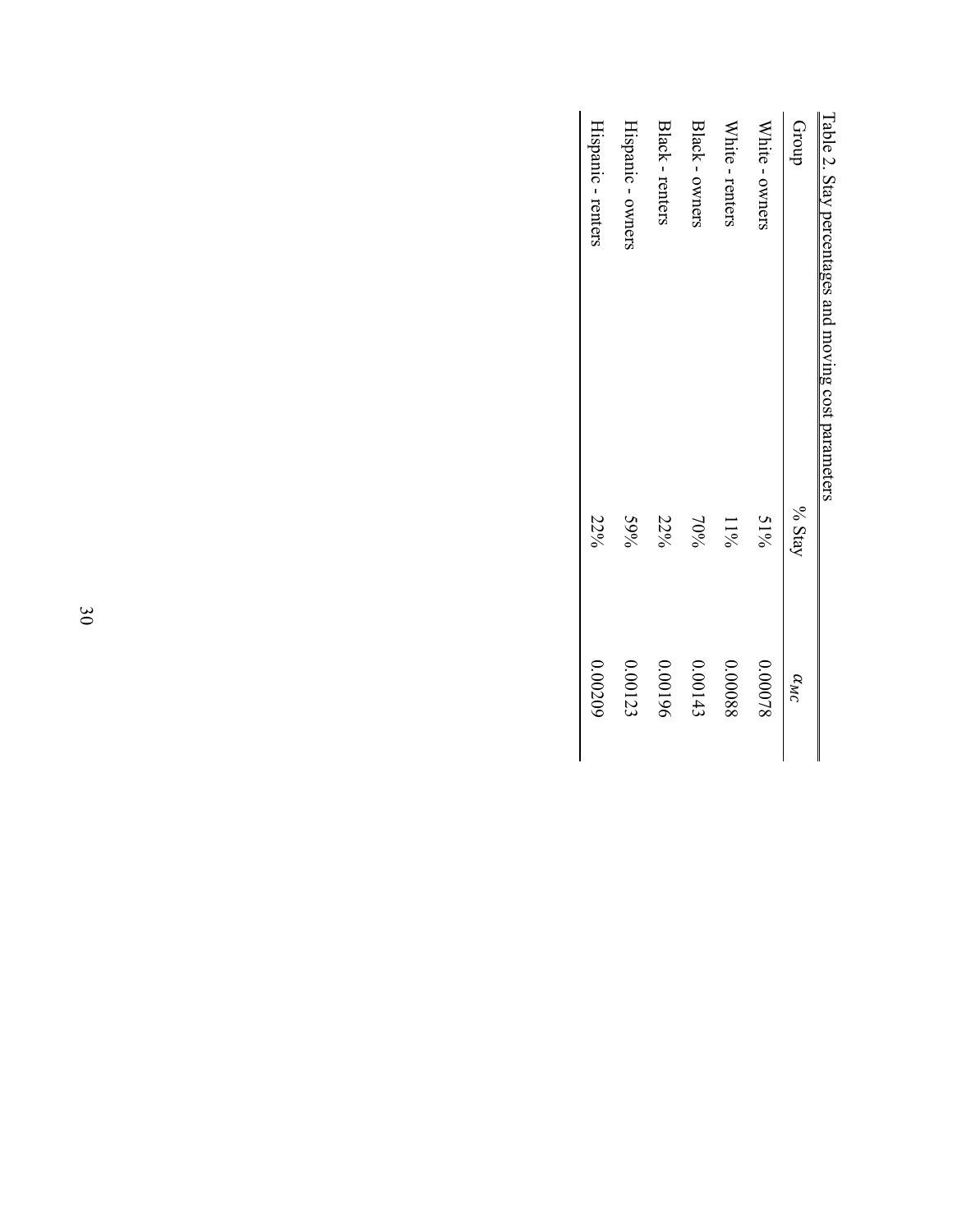Table 2. Stay percentages and moving cost parameters

| Group | % Stay | $\alpha_{MC}$ |
|---|---|---|
| White - owners | 51% | 0.00078 |
| White - renters | 11% | 0.00088 |
| Black - owners | 70% | 0.00143 |
| Black - renters | 22% | 0.00196 |
| Hispanic - owners | 59% | 0.00123 |
| Hispanic - renters | 22% | 0.00209 |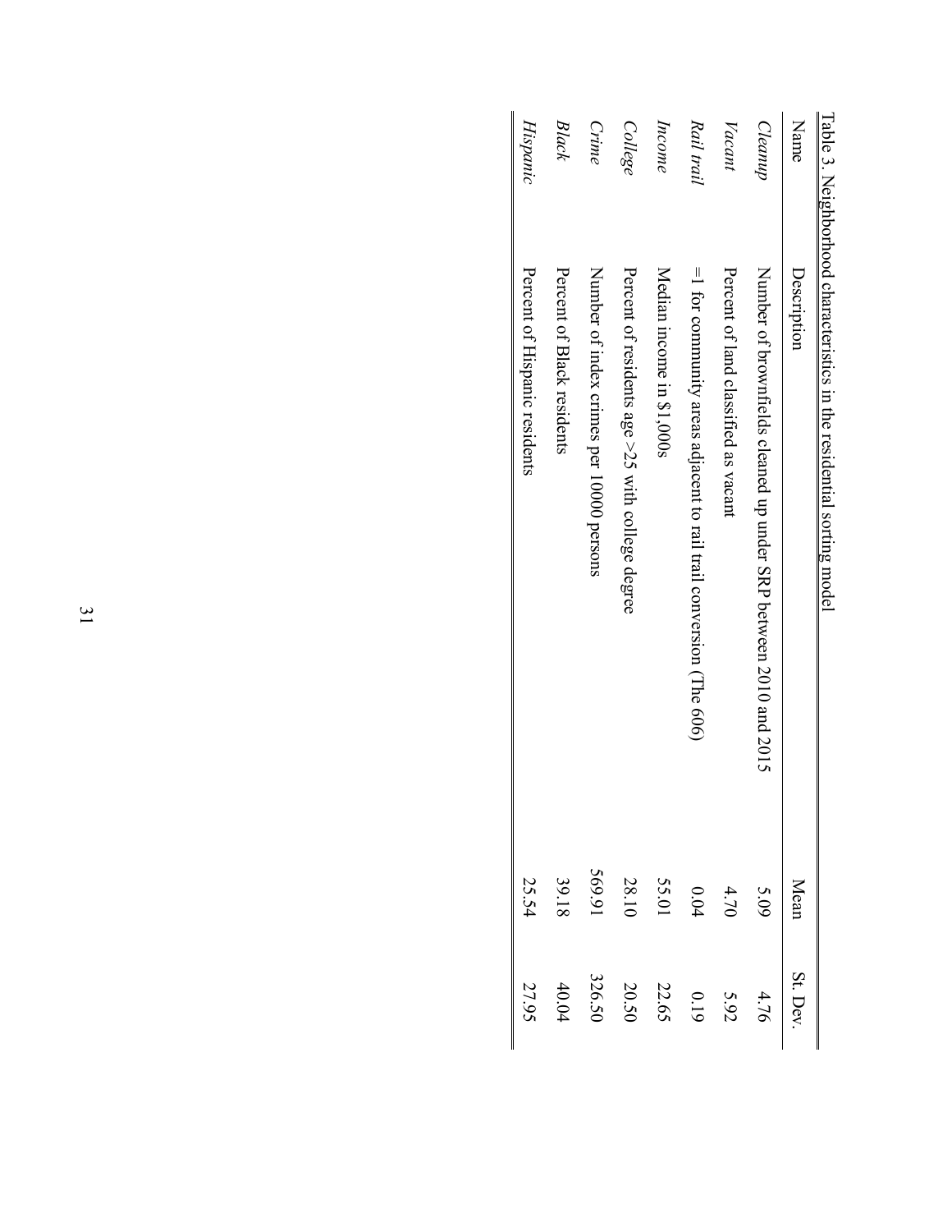Table 3. Neighborhood characteristics in the residential sorting model

| Name | Description | Mean | St. Dev. |
|---|---|---|---|
| *Cleanup* | Number of brownfields cleaned up under SRP between 2010 and 2015 | 5.09 | 4.76 |
| *Vacant* | Percent of land classified as vacant | 4.70 | 5.92 |
| *Rail trail* | =1 for community areas adjacent to rail trail conversion (The 606) | 0.04 | 0.19 |
| *Income* | Median income in $1,000s | 55.01 | 22.65 |
| *College* | Percent of residents age >25 with college degree | 28.10 | 20.50 |
| *Crime* | Number of index crimes per 10000 persons | 569.91 | 326.50 |
| *Black* | Percent of Black residents | 39.18 | 40.04 |
| *Hispanic* | Percent of Hispanic residents | 25.54 | 27.95 |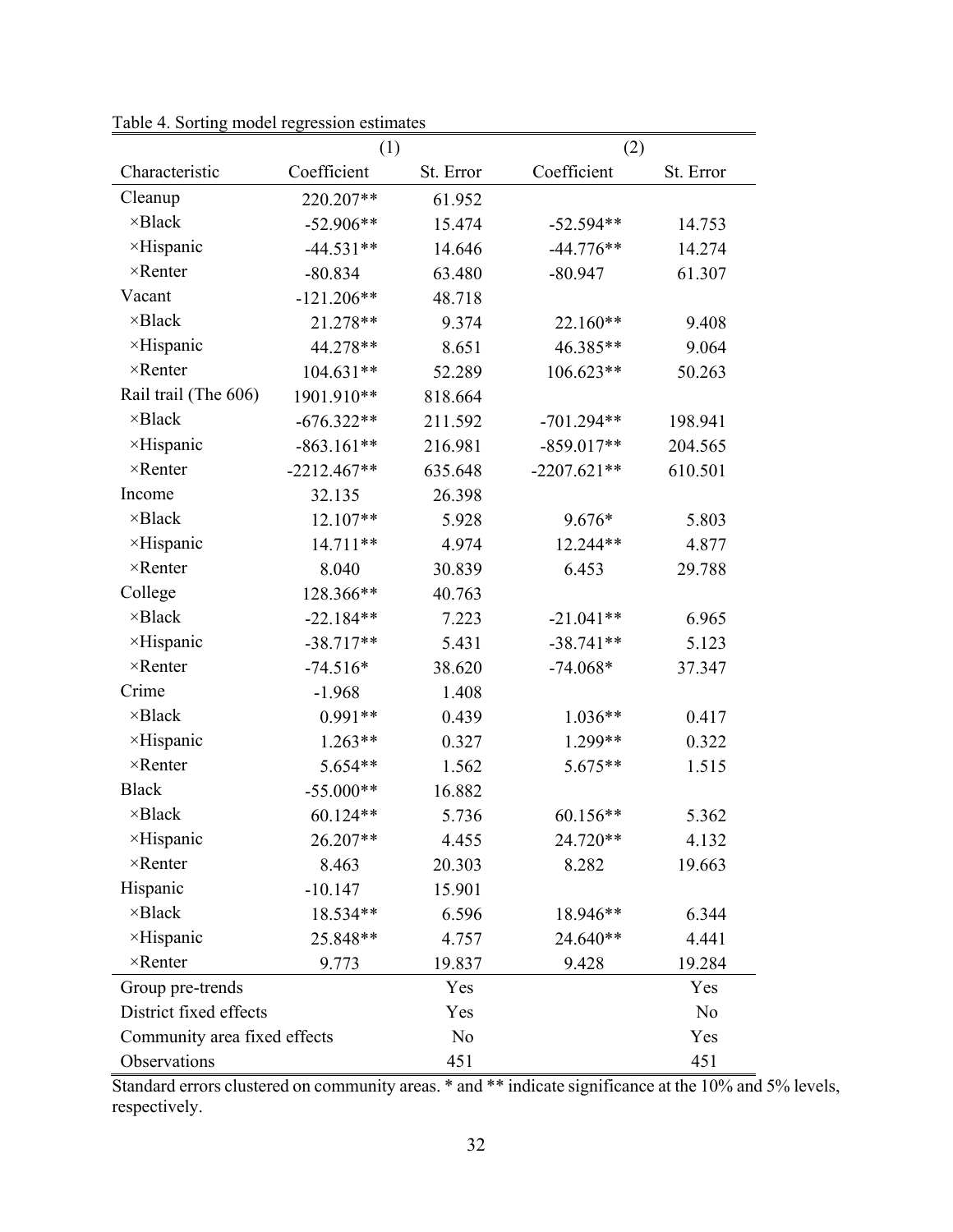Table 4. Sorting model regression estimates

| | (1) | | (2) | |
|---|---|---|---|---|
| Characteristic | Coefficient | St. Error | Coefficient | St. Error |
| Cleanup | 220.207** | 61.952 | | |
| ×Black | -52.906** | 15.474 | -52.594** | 14.753 |
| ×Hispanic | -44.531** | 14.646 | -44.776** | 14.274 |
| ×Renter | -80.834 | 63.480 | -80.947 | 61.307 |
| Vacant | -121.206** | 48.718 | | |
| ×Black | 21.278** | 9.374 | 22.160** | 9.408 |
| ×Hispanic | 44.278** | 8.651 | 46.385** | 9.064 |
| ×Renter | 104.631** | 52.289 | 106.623** | 50.263 |
| Rail trail (The 606) | 1901.910** | 818.664 | | |
| ×Black | -676.322** | 211.592 | -701.294** | 198.941 |
| ×Hispanic | -863.161** | 216.981 | -859.017** | 204.565 |
| ×Renter | -2212.467** | 635.648 | -2207.621** | 610.501 |
| Income | 32.135 | 26.398 | | |
| ×Black | 12.107** | 5.928 | 9.676* | 5.803 |
| ×Hispanic | 14.711** | 4.974 | 12.244** | 4.877 |
| ×Renter | 8.040 | 30.839 | 6.453 | 29.788 |
| College | 128.366** | 40.763 | | |
| ×Black | -22.184** | 7.223 | -21.041** | 6.965 |
| ×Hispanic | -38.717** | 5.431 | -38.741** | 5.123 |
| ×Renter | -74.516* | 38.620 | -74.068* | 37.347 |
| Crime | -1.968 | 1.408 | | |
| ×Black | 0.991** | 0.439 | 1.036** | 0.417 |
| ×Hispanic | 1.263** | 0.327 | 1.299** | 0.322 |
| ×Renter | 5.654** | 1.562 | 5.675** | 1.515 |
| Black | -55.000** | 16.882 | | |
| ×Black | 60.124** | 5.736 | 60.156** | 5.362 |
| ×Hispanic | 26.207** | 4.455 | 24.720** | 4.132 |
| ×Renter | 8.463 | 20.303 | 8.282 | 19.663 |
| Hispanic | -10.147 | 15.901 | | |
| ×Black | 18.534** | 6.596 | 18.946** | 6.344 |
| ×Hispanic | 25.848** | 4.757 | 24.640** | 4.441 |
| ×Renter | 9.773 | 19.837 | 9.428 | 19.284 |
| Group pre-trends | | Yes | | Yes |
| District fixed effects | | Yes | | No |
| Community area fixed effects | | No | | Yes |
| Observations | | 451 | | 451 |

Standard errors clustered on community areas. * and ** indicate significance at the 10% and 5% levels, respectively.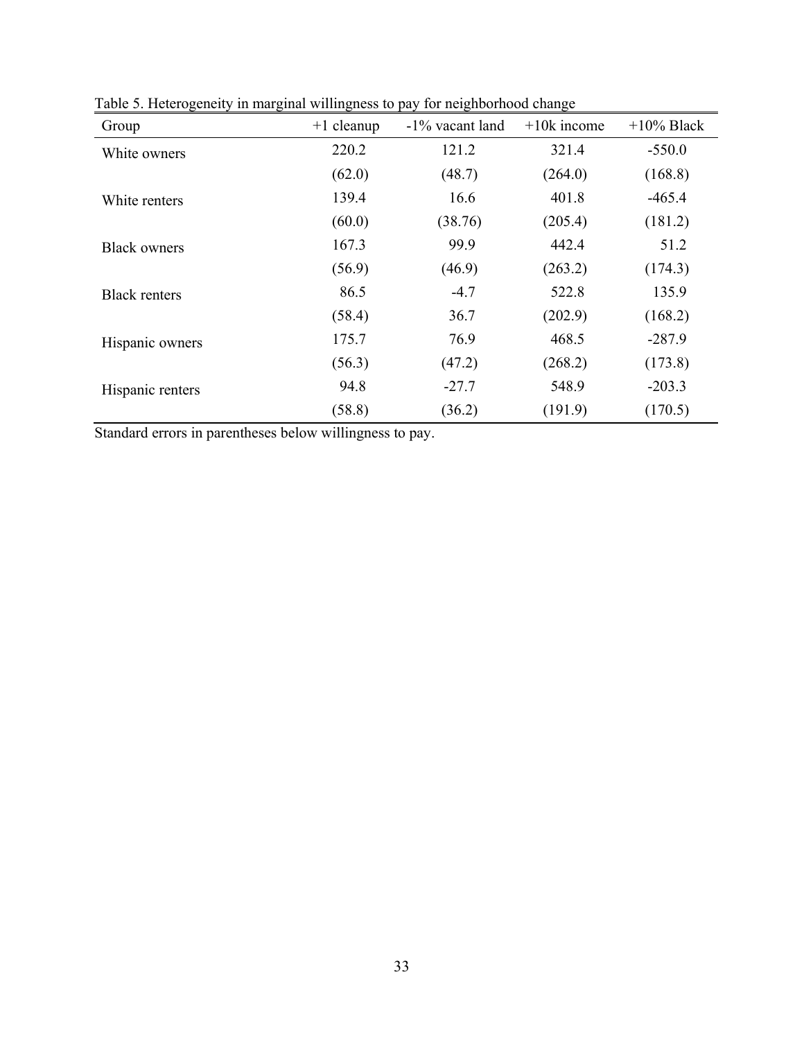Table 5. Heterogeneity in marginal willingness to pay for neighborhood change

| Group | +1 cleanup | -1% vacant land | +10k income | +10% Black |
|---|---|---|---|---|
| White owners | 220.2 | 121.2 | 321.4 | -550.0 |
| | (62.0) | (48.7) | (264.0) | (168.8) |
| White renters | 139.4 | 16.6 | 401.8 | -465.4 |
| | (60.0) | (38.76) | (205.4) | (181.2) |
| Black owners | 167.3 | 99.9 | 442.4 | 51.2 |
| | (56.9) | (46.9) | (263.2) | (174.3) |
| Black renters | 86.5 | -4.7 | 522.8 | 135.9 |
| | (58.4) | 36.7 | (202.9) | (168.2) |
| Hispanic owners | 175.7 | 76.9 | 468.5 | -287.9 |
| | (56.3) | (47.2) | (268.2) | (173.8) |
| Hispanic renters | 94.8 | -27.7 | 548.9 | -203.3 |
| | (58.8) | (36.2) | (191.9) | (170.5) |

Standard errors in parentheses below willingness to pay.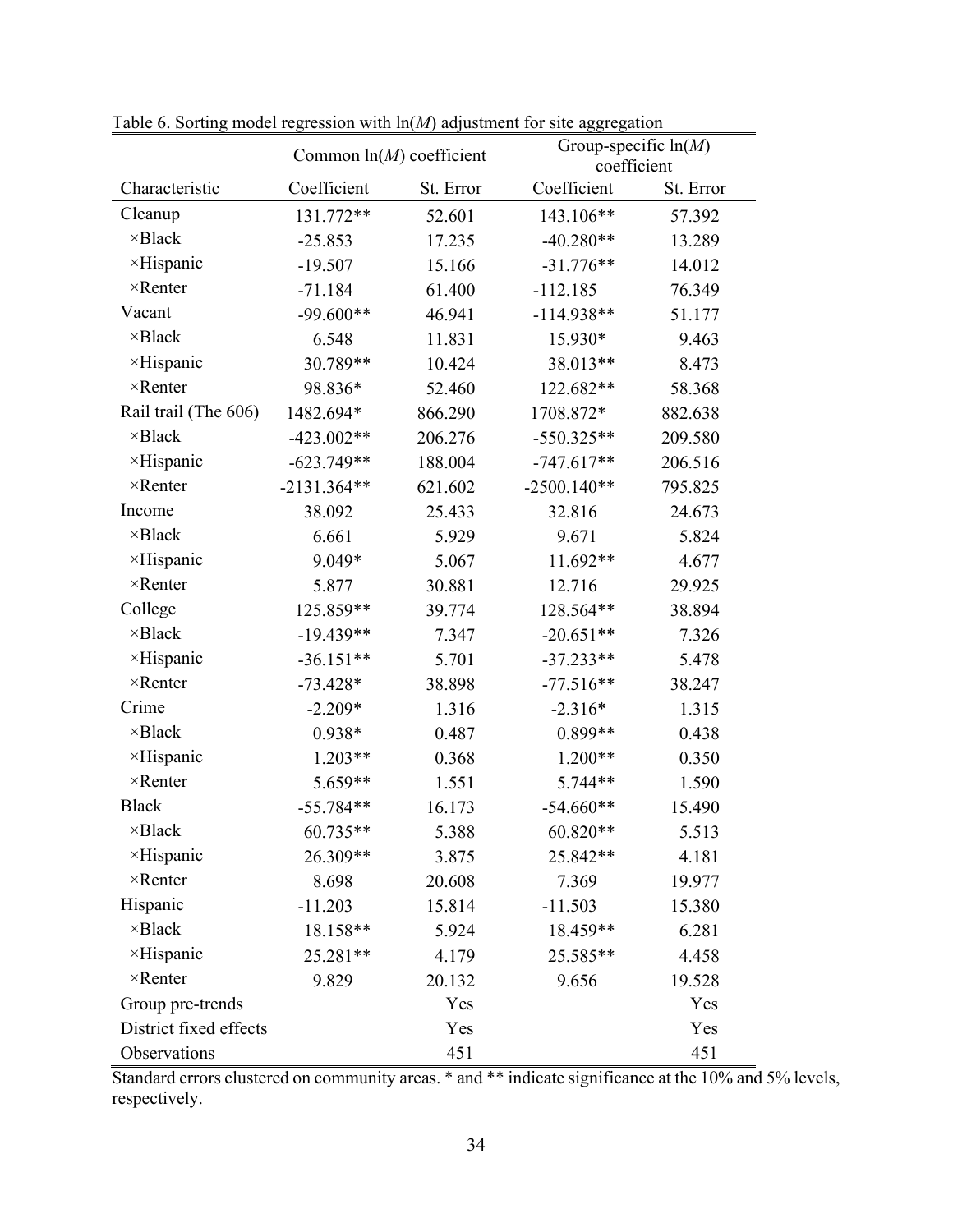Table 6. Sorting model regression with ln($M$) adjustment for site aggregation

| | Common ln($M$) coefficient | | Group-specific ln($M$) coefficient | |
|---|---|---|---|---|
| Characteristic | Coefficient | St. Error | Coefficient | St. Error |
| Cleanup | 131.772** | 52.601 | 143.106** | 57.392 |
| ×Black | -25.853 | 17.235 | -40.280** | 13.289 |
| ×Hispanic | -19.507 | 15.166 | -31.776** | 14.012 |
| ×Renter | -71.184 | 61.400 | -112.185 | 76.349 |
| Vacant | -99.600** | 46.941 | -114.938** | 51.177 |
| ×Black | 6.548 | 11.831 | 15.930* | 9.463 |
| ×Hispanic | 30.789** | 10.424 | 38.013** | 8.473 |
| ×Renter | 98.836* | 52.460 | 122.682** | 58.368 |
| Rail trail (The 606) | 1482.694* | 866.290 | 1708.872* | 882.638 |
| ×Black | -423.002** | 206.276 | -550.325** | 209.580 |
| ×Hispanic | -623.749** | 188.004 | -747.617** | 206.516 |
| ×Renter | -2131.364** | 621.602 | -2500.140** | 795.825 |
| Income | 38.092 | 25.433 | 32.816 | 24.673 |
| ×Black | 6.661 | 5.929 | 9.671 | 5.824 |
| ×Hispanic | 9.049* | 5.067 | 11.692** | 4.677 |
| ×Renter | 5.877 | 30.881 | 12.716 | 29.925 |
| College | 125.859** | 39.774 | 128.564** | 38.894 |
| ×Black | -19.439** | 7.347 | -20.651** | 7.326 |
| ×Hispanic | -36.151** | 5.701 | -37.233** | 5.478 |
| ×Renter | -73.428* | 38.898 | -77.516** | 38.247 |
| Crime | -2.209* | 1.316 | -2.316* | 1.315 |
| ×Black | 0.938* | 0.487 | 0.899** | 0.438 |
| ×Hispanic | 1.203** | 0.368 | 1.200** | 0.350 |
| ×Renter | 5.659** | 1.551 | 5.744** | 1.590 |
| Black | -55.784** | 16.173 | -54.660** | 15.490 |
| ×Black | 60.735** | 5.388 | 60.820** | 5.513 |
| ×Hispanic | 26.309** | 3.875 | 25.842** | 4.181 |
| ×Renter | 8.698 | 20.608 | 7.369 | 19.977 |
| Hispanic | -11.203 | 15.814 | -11.503 | 15.380 |
| ×Black | 18.158** | 5.924 | 18.459** | 6.281 |
| ×Hispanic | 25.281** | 4.179 | 25.585** | 4.458 |
| ×Renter | 9.829 | 20.132 | 9.656 | 19.528 |
| Group pre-trends | | Yes | | Yes |
| District fixed effects | | Yes | | Yes |
| Observations | | 451 | | 451 |

Standard errors clustered on community areas. * and ** indicate significance at the 10% and 5% levels, respectively.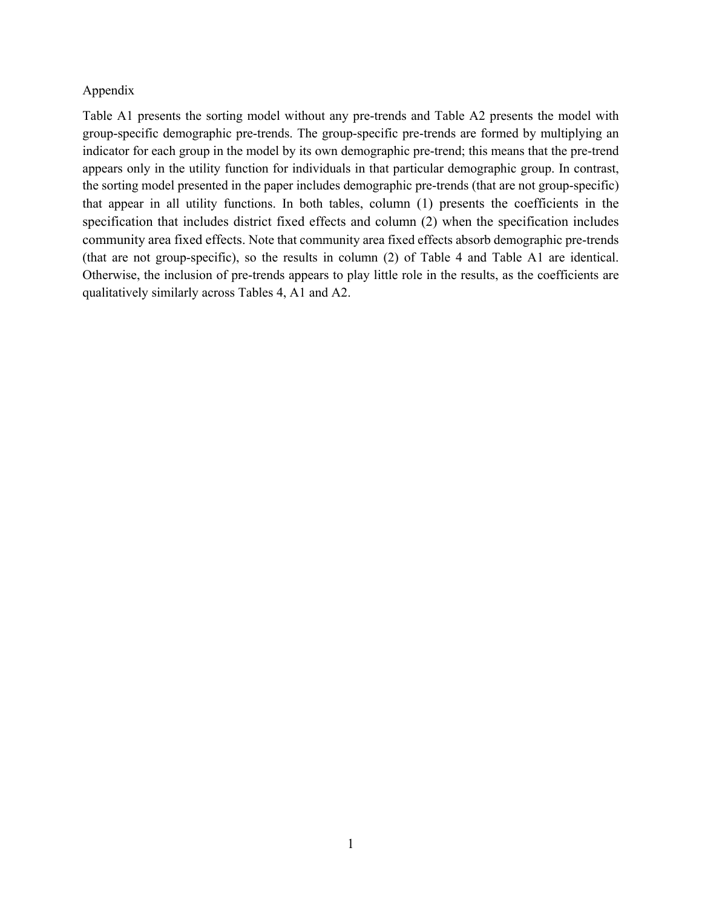Appendix

Table A1 presents the sorting model without any pre-trends and Table A2 presents the model with group-specific demographic pre-trends. The group-specific pre-trends are formed by multiplying an indicator for each group in the model by its own demographic pre-trend; this means that the pre-trend appears only in the utility function for individuals in that particular demographic group. In contrast, the sorting model presented in the paper includes demographic pre-trends (that are not group-specific) that appear in all utility functions. In both tables, column (1) presents the coefficients in the specification that includes district fixed effects and column (2) when the specification includes community area fixed effects. Note that community area fixed effects absorb demographic pre-trends (that are not group-specific), so the results in column (2) of Table 4 and Table A1 are identical. Otherwise, the inclusion of pre-trends appears to play little role in the results, as the coefficients are qualitatively similarly across Tables 4, A1 and A2.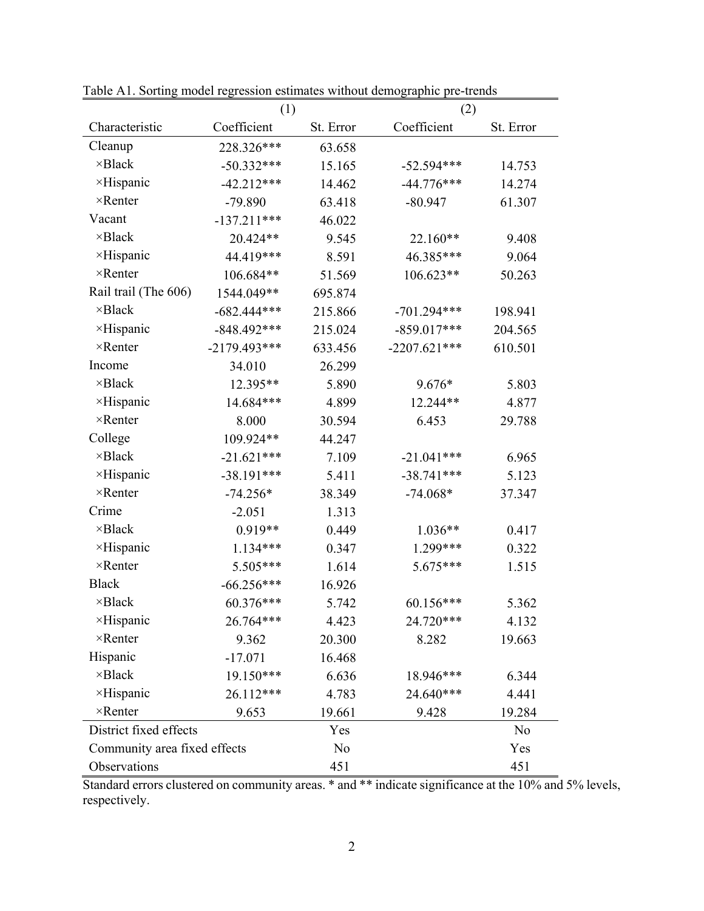Table A1. Sorting model regression estimates without demographic pre-trends

| | (1) | | (2) | |
|---|---|---|---|---|
| Characteristic | Coefficient | St. Error | Coefficient | St. Error |
| Cleanup | 228.326*** | 63.658 | | |
| ×Black | -50.332*** | 15.165 | -52.594*** | 14.753 |
| ×Hispanic | -42.212*** | 14.462 | -44.776*** | 14.274 |
| ×Renter | -79.890 | 63.418 | -80.947 | 61.307 |
| Vacant | -137.211*** | 46.022 | | |
| ×Black | 20.424** | 9.545 | 22.160** | 9.408 |
| ×Hispanic | 44.419*** | 8.591 | 46.385*** | 9.064 |
| ×Renter | 106.684** | 51.569 | 106.623** | 50.263 |
| Rail trail (The 606) | 1544.049** | 695.874 | | |
| ×Black | -682.444*** | 215.866 | -701.294*** | 198.941 |
| ×Hispanic | -848.492*** | 215.024 | -859.017*** | 204.565 |
| ×Renter | -2179.493*** | 633.456 | -2207.621*** | 610.501 |
| Income | 34.010 | 26.299 | | |
| ×Black | 12.395** | 5.890 | 9.676* | 5.803 |
| ×Hispanic | 14.684*** | 4.899 | 12.244** | 4.877 |
| ×Renter | 8.000 | 30.594 | 6.453 | 29.788 |
| College | 109.924** | 44.247 | | |
| ×Black | -21.621*** | 7.109 | -21.041*** | 6.965 |
| ×Hispanic | -38.191*** | 5.411 | -38.741*** | 5.123 |
| ×Renter | -74.256* | 38.349 | -74.068* | 37.347 |
| Crime | -2.051 | 1.313 | | |
| ×Black | 0.919** | 0.449 | 1.036** | 0.417 |
| ×Hispanic | 1.134*** | 0.347 | 1.299*** | 0.322 |
| ×Renter | 5.505*** | 1.614 | 5.675*** | 1.515 |
| Black | -66.256*** | 16.926 | | |
| ×Black | 60.376*** | 5.742 | 60.156*** | 5.362 |
| ×Hispanic | 26.764*** | 4.423 | 24.720*** | 4.132 |
| ×Renter | 9.362 | 20.300 | 8.282 | 19.663 |
| Hispanic | -17.071 | 16.468 | | |
| ×Black | 19.150*** | 6.636 | 18.946*** | 6.344 |
| ×Hispanic | 26.112*** | 4.783 | 24.640*** | 4.441 |
| ×Renter | 9.653 | 19.661 | 9.428 | 19.284 |
| District fixed effects | | Yes | | No |
| Community area fixed effects | | No | | Yes |
| Observations | | 451 | | 451 |

Standard errors clustered on community areas. * and ** indicate significance at the 10% and 5% levels, respectively.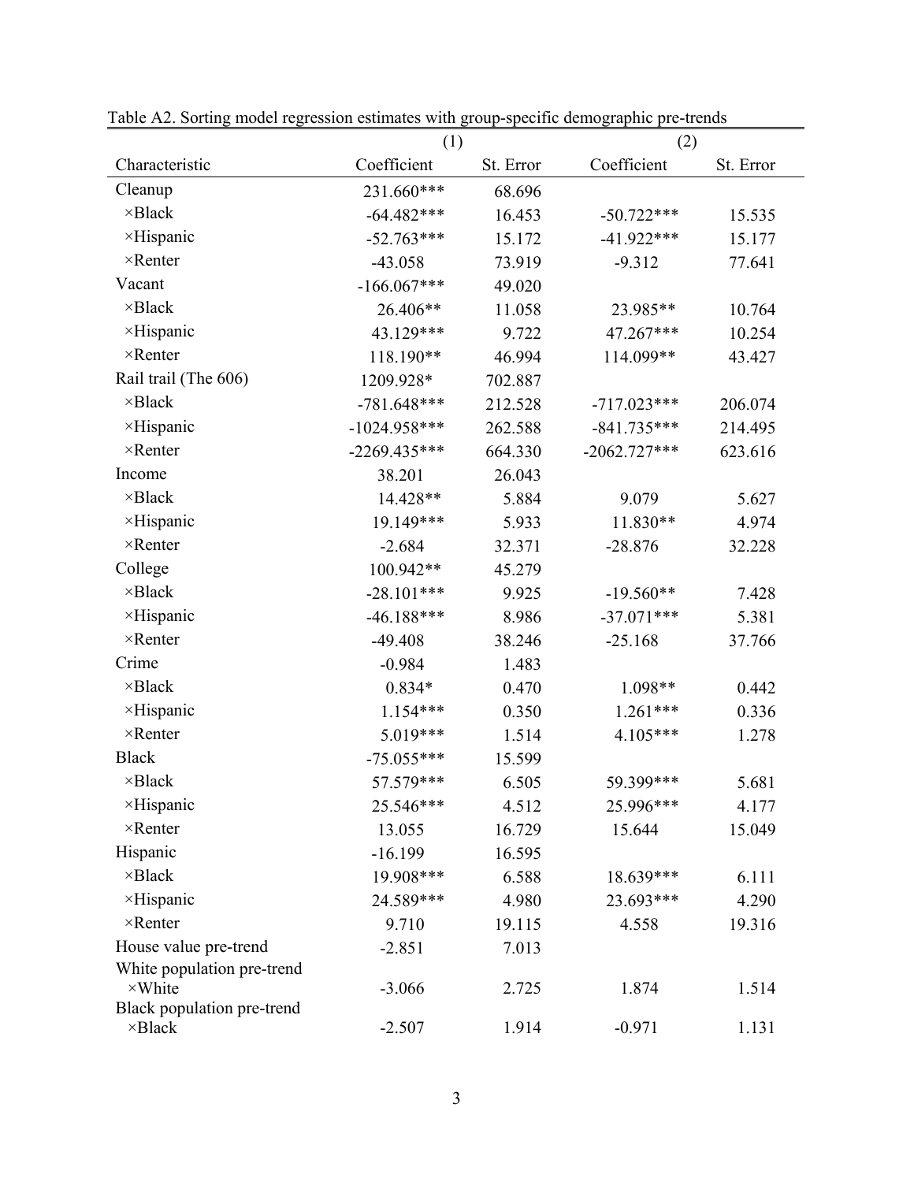Table A2. Sorting model regression estimates with group-specific demographic pre-trends

| | (1) | | (2) | |
|---|---|---|---|---|
| Characteristic | Coefficient | St. Error | Coefficient | St. Error |
| Cleanup | 231.660*** | 68.696 | | |
| ×Black | -64.482*** | 16.453 | -50.722*** | 15.535 |
| ×Hispanic | -52.763*** | 15.172 | -41.922*** | 15.177 |
| ×Renter | -43.058 | 73.919 | -9.312 | 77.641 |
| Vacant | -166.067*** | 49.020 | | |
| ×Black | 26.406** | 11.058 | 23.985** | 10.764 |
| ×Hispanic | 43.129*** | 9.722 | 47.267*** | 10.254 |
| ×Renter | 118.190** | 46.994 | 114.099** | 43.427 |
| Rail trail (The 606) | 1209.928* | 702.887 | | |
| ×Black | -781.648*** | 212.528 | -717.023*** | 206.074 |
| ×Hispanic | -1024.958*** | 262.588 | -841.735*** | 214.495 |
| ×Renter | -2269.435*** | 664.330 | -2062.727*** | 623.616 |
| Income | 38.201 | 26.043 | | |
| ×Black | 14.428** | 5.884 | 9.079 | 5.627 |
| ×Hispanic | 19.149*** | 5.933 | 11.830** | 4.974 |
| ×Renter | -2.684 | 32.371 | -28.876 | 32.228 |
| College | 100.942** | 45.279 | | |
| ×Black | -28.101*** | 9.925 | -19.560** | 7.428 |
| ×Hispanic | -46.188*** | 8.986 | -37.071*** | 5.381 |
| ×Renter | -49.408 | 38.246 | -25.168 | 37.766 |
| Crime | -0.984 | 1.483 | | |
| ×Black | 0.834* | 0.470 | 1.098** | 0.442 |
| ×Hispanic | 1.154*** | 0.350 | 1.261*** | 0.336 |
| ×Renter | 5.019*** | 1.514 | 4.105*** | 1.278 |
| Black | -75.055*** | 15.599 | | |
| ×Black | 57.579*** | 6.505 | 59.399*** | 5.681 |
| ×Hispanic | 25.546*** | 4.512 | 25.996*** | 4.177 |
| ×Renter | 13.055 | 16.729 | 15.644 | 15.049 |
| Hispanic | -16.199 | 16.595 | | |
| ×Black | 19.908*** | 6.588 | 18.639*** | 6.111 |
| ×Hispanic | 24.589*** | 4.980 | 23.693*** | 4.290 |
| ×Renter | 9.710 | 19.115 | 4.558 | 19.316 |
| House value pre-trend | -2.851 | 7.013 | | |
| White population pre-trend ×White | -3.066 | 2.725 | 1.874 | 1.514 |
| Black population pre-trend ×Black | -2.507 | 1.914 | -0.971 | 1.131 |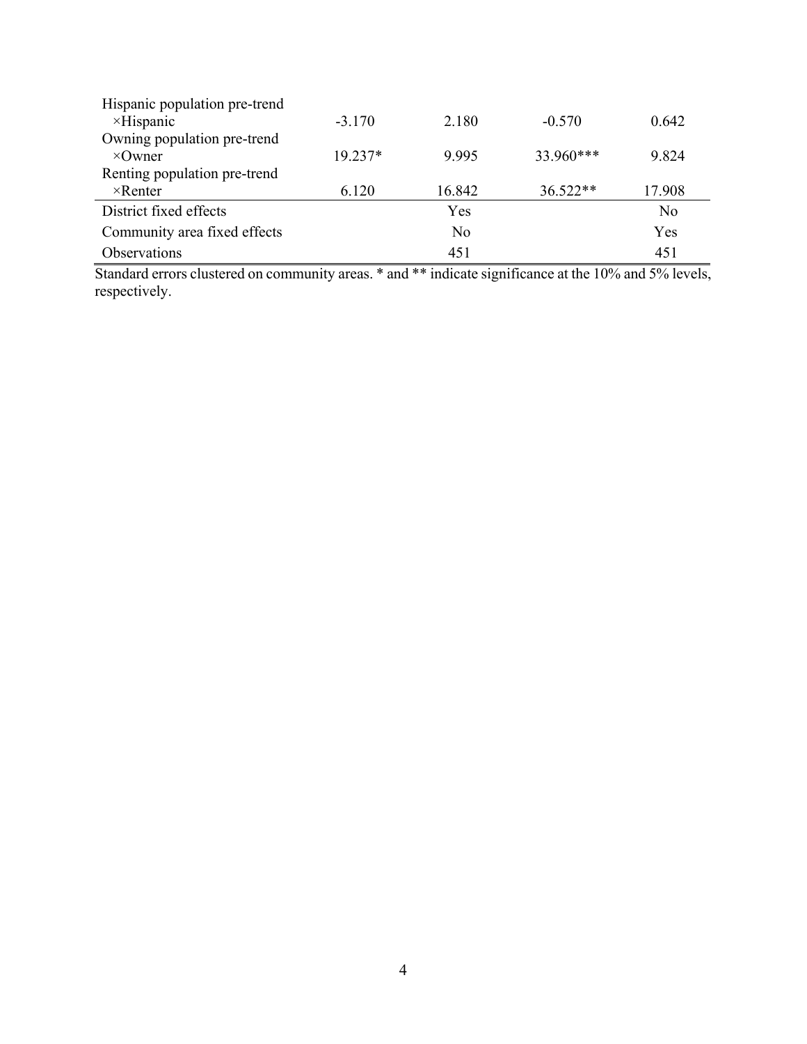| | | | | |
|---|---|---|---|---|
| Hispanic population pre-trend | | | | |
| ×Hispanic | -3.170 | 2.180 | -0.570 | 0.642 |
| Owning population pre-trend | | | | |
| ×Owner | 19.237* | 9.995 | 33.960*** | 9.824 |
| Renting population pre-trend | | | | |
| ×Renter | 6.120 | 16.842 | 36.522** | 17.908 |
| District fixed effects | | Yes | | No |
| Community area fixed effects | | No | | Yes |
| Observations | | 451 | | 451 |

Standard errors clustered on community areas. * and ** indicate significance at the 10% and 5% levels, respectively.